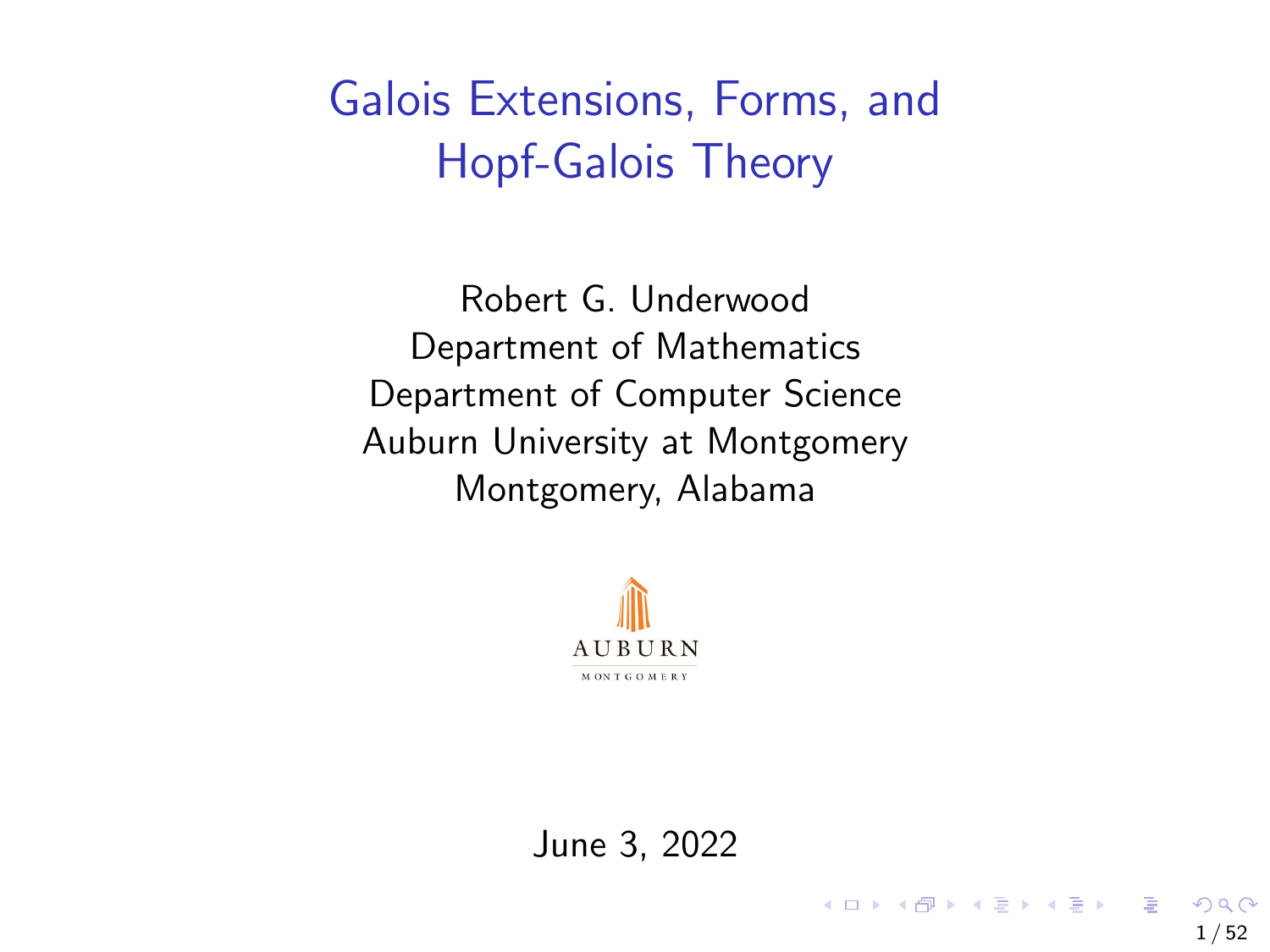# Galois Extensions, Forms, and Hopf-Galois Theory

Robert G. Underwood
Department of Mathematics
Department of Computer Science
Auburn University at Montgomery
Montgomery, Alabama

June 3, 2022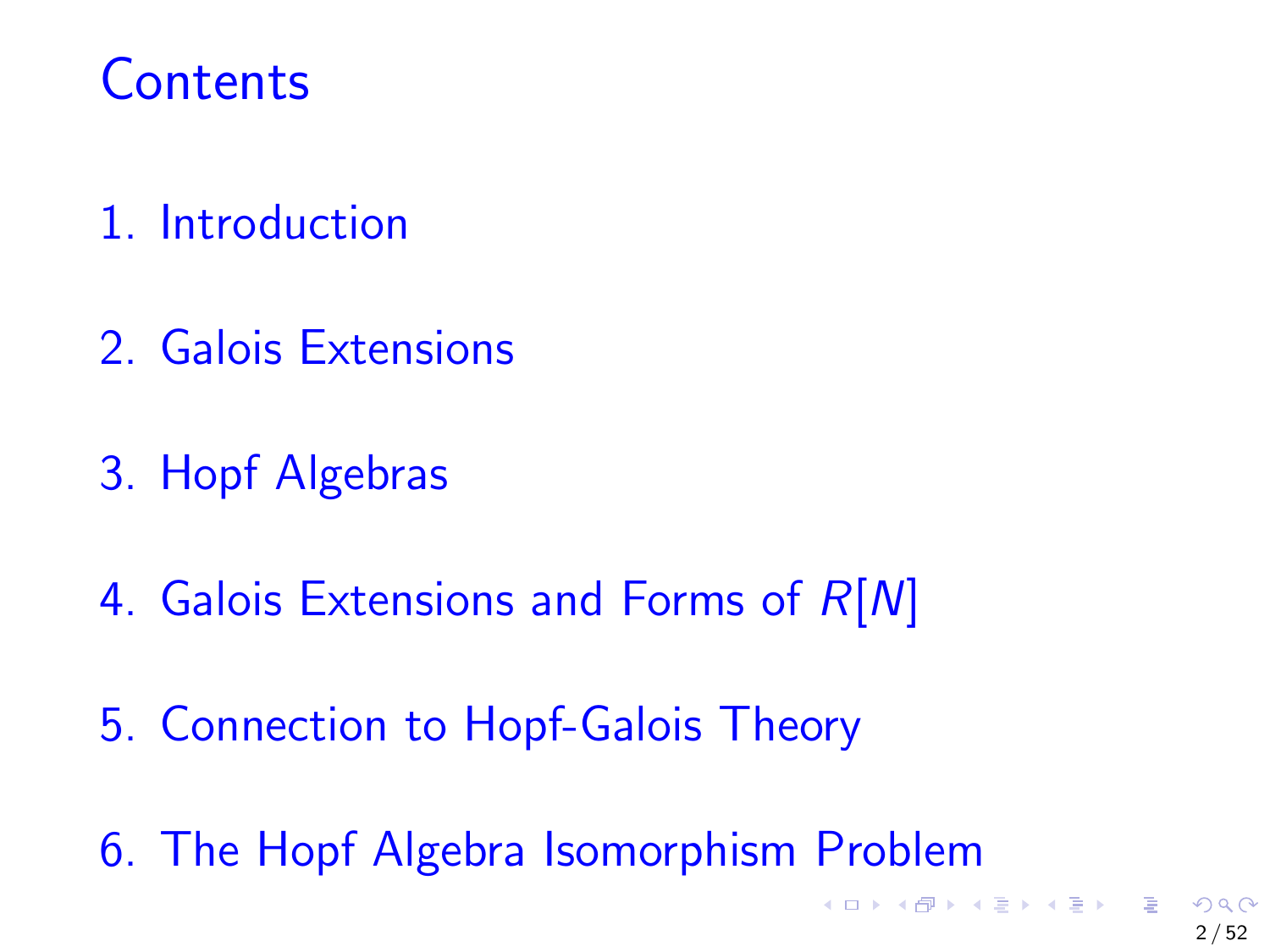# Contents

1. Introduction
2. Galois Extensions
3. Hopf Algebras
4. Galois Extensions and Forms of $R[N]$
5. Connection to Hopf-Galois Theory
6. The Hopf Algebra Isomorphism Problem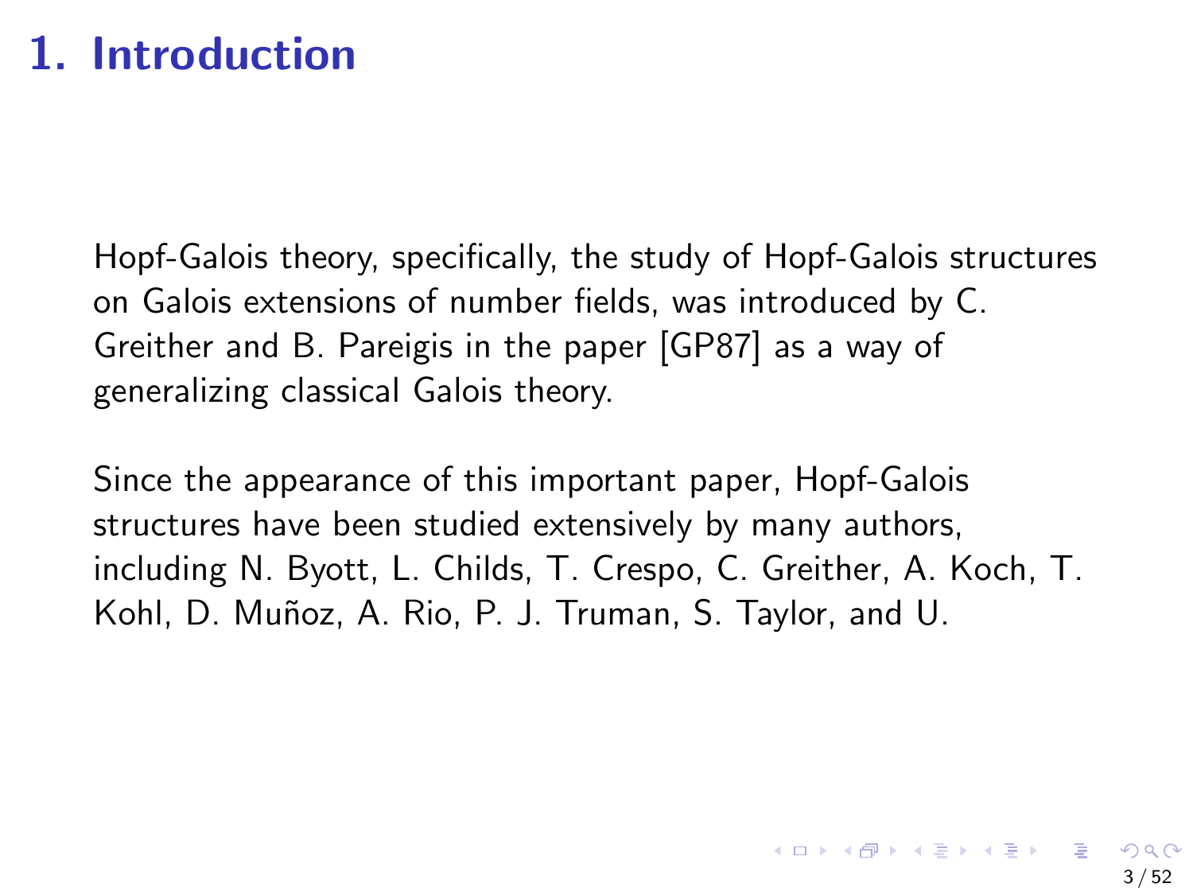# 1. Introduction

Hopf-Galois theory, specifically, the study of Hopf-Galois structures on Galois extensions of number fields, was introduced by C. Greither and B. Pareigis in the paper [GP87] as a way of generalizing classical Galois theory.

Since the appearance of this important paper, Hopf-Galois structures have been studied extensively by many authors, including N. Byott, L. Childs, T. Crespo, C. Greither, A. Koch, T. Kohl, D. Muñoz, A. Rio, P. J. Truman, S. Taylor, and U.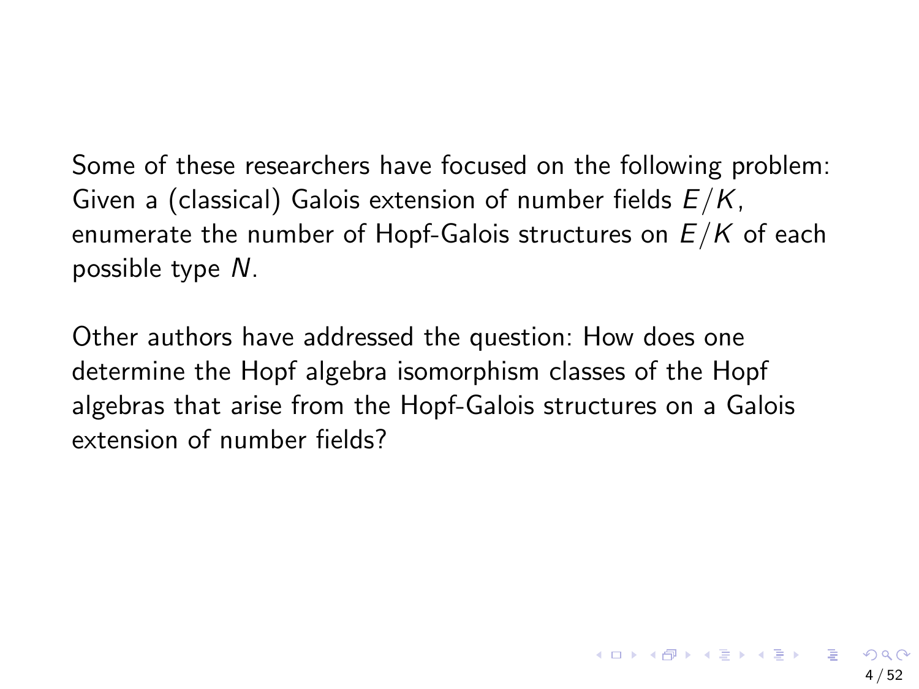Some of these researchers have focused on the following problem: Given a (classical) Galois extension of number fields $E/K$, enumerate the number of Hopf-Galois structures on $E/K$ of each possible type $N$.

Other authors have addressed the question: How does one determine the Hopf algebra isomorphism classes of the Hopf algebras that arise from the Hopf-Galois structures on a Galois extension of number fields?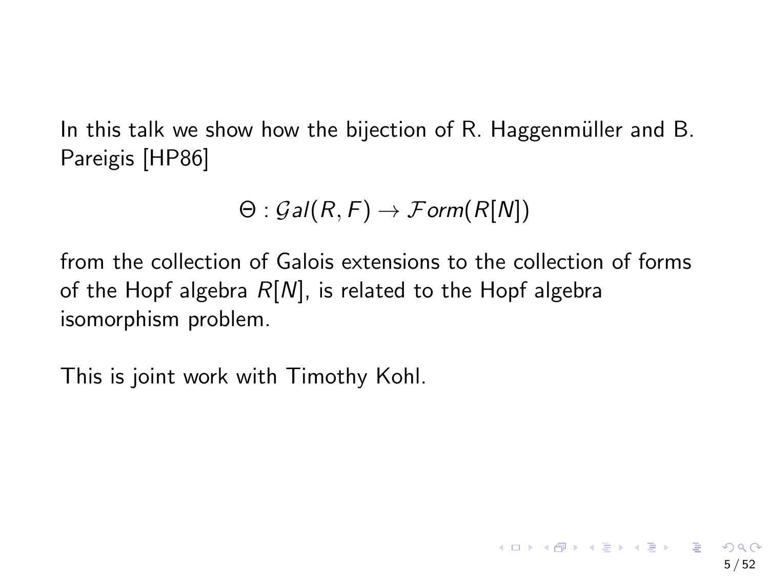In this talk we show how the bijection of R. Haggenmüller and B. Pareigis [HP86]

$$\Theta : \mathcal{G}al(R, F) \to \mathcal{F}orm(R[N])$$

from the collection of Galois extensions to the collection of forms of the Hopf algebra $R[N]$, is related to the Hopf algebra isomorphism problem.

This is joint work with Timothy Kohl.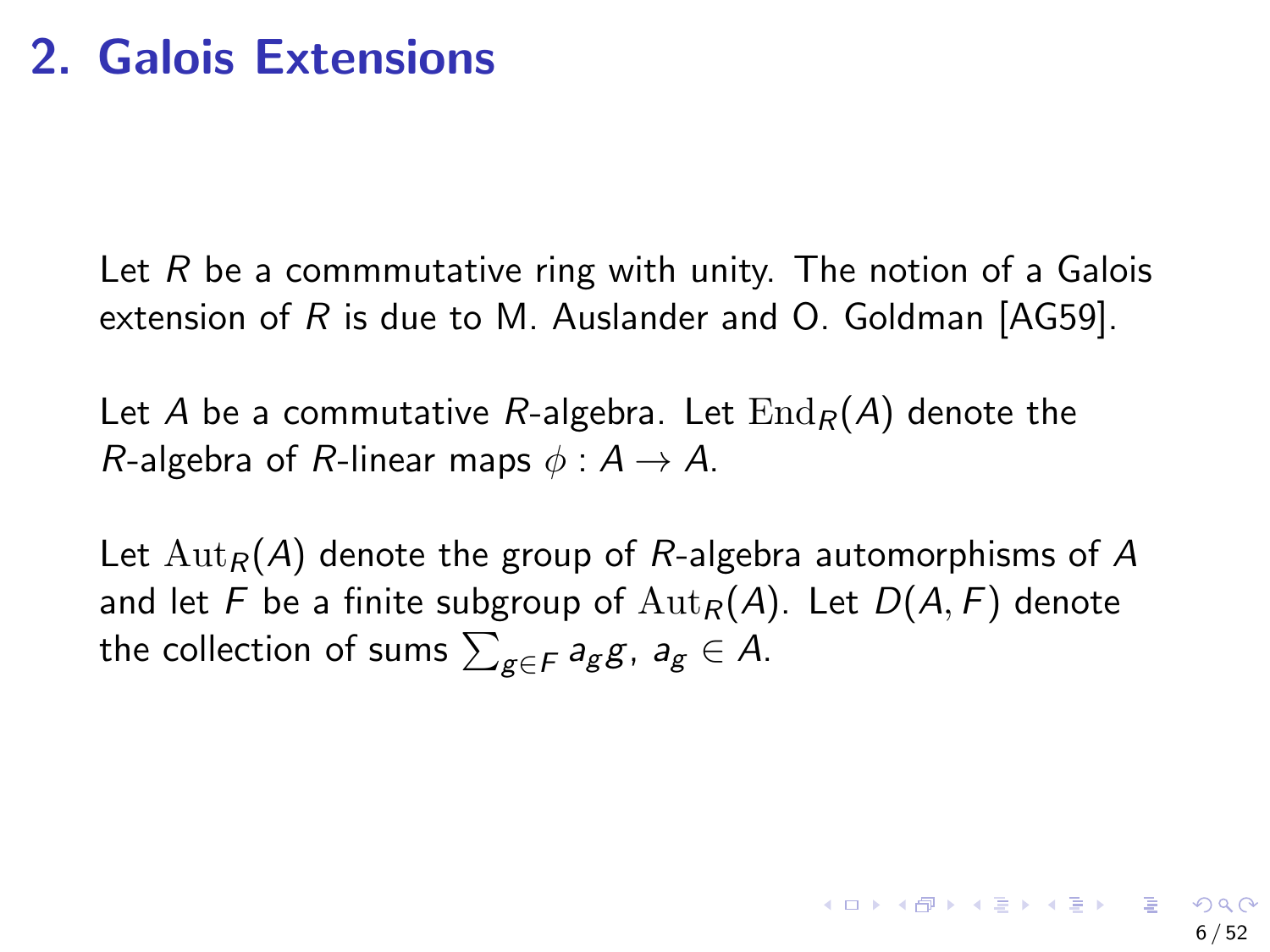# 2. Galois Extensions

Let $R$ be a commmutative ring with unity. The notion of a Galois extension of $R$ is due to M. Auslander and O. Goldman [AG59].

Let $A$ be a commutative $R$-algebra. Let $\mathrm{End}_R(A)$ denote the $R$-algebra of $R$-linear maps $\phi : A \to A$.

Let $\mathrm{Aut}_R(A)$ denote the group of $R$-algebra automorphisms of $A$ and let $F$ be a finite subgroup of $\mathrm{Aut}_R(A)$. Let $D(A, F)$ denote the collection of sums $\sum_{g \in F} a_g g$, $a_g \in A$.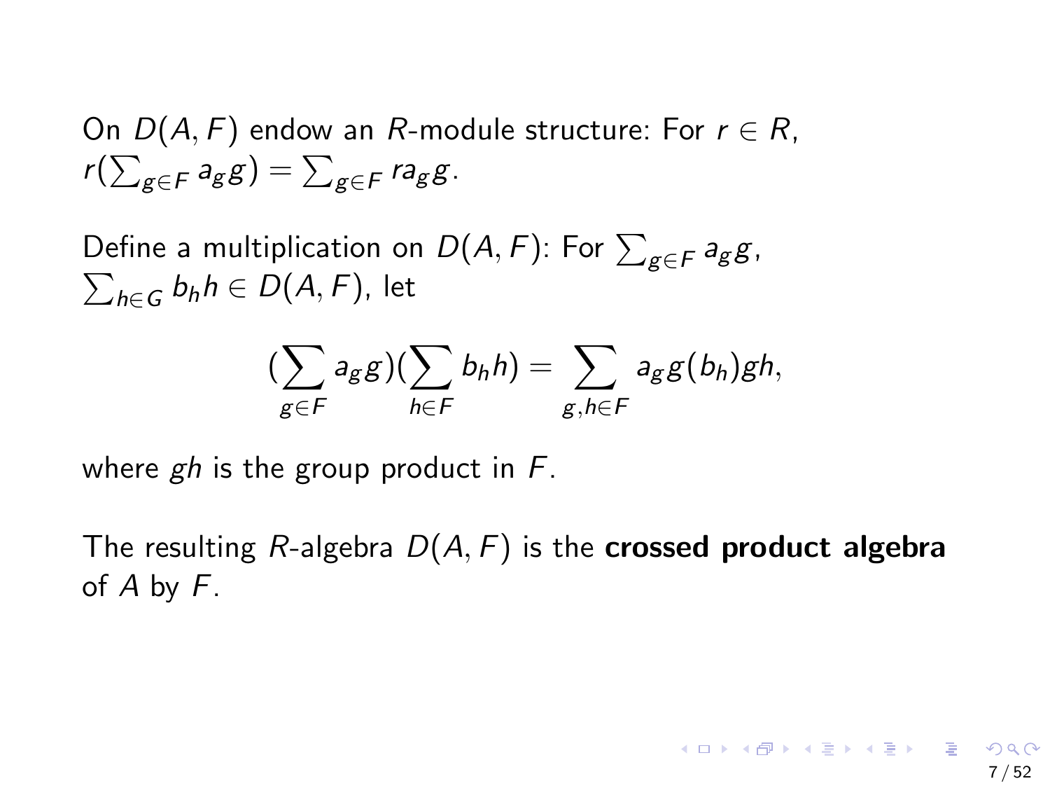On $D(A, F)$ endow an $R$-module structure: For $r \in R$, $r(\sum_{g \in F} a_g g) = \sum_{g \in F} r a_g g$.

Define a multiplication on $D(A, F)$: For $\sum_{g \in F} a_g g$, $\sum_{h \in G} b_h h \in D(A, F)$, let

$$(\sum_{g \in F} a_g g)(\sum_{h \in F} b_h h) = \sum_{g,h \in F} a_g g(b_h) gh,$$

where $gh$ is the group product in $F$.

The resulting $R$-algebra $D(A, F)$ is the **crossed product algebra** of $A$ by $F$.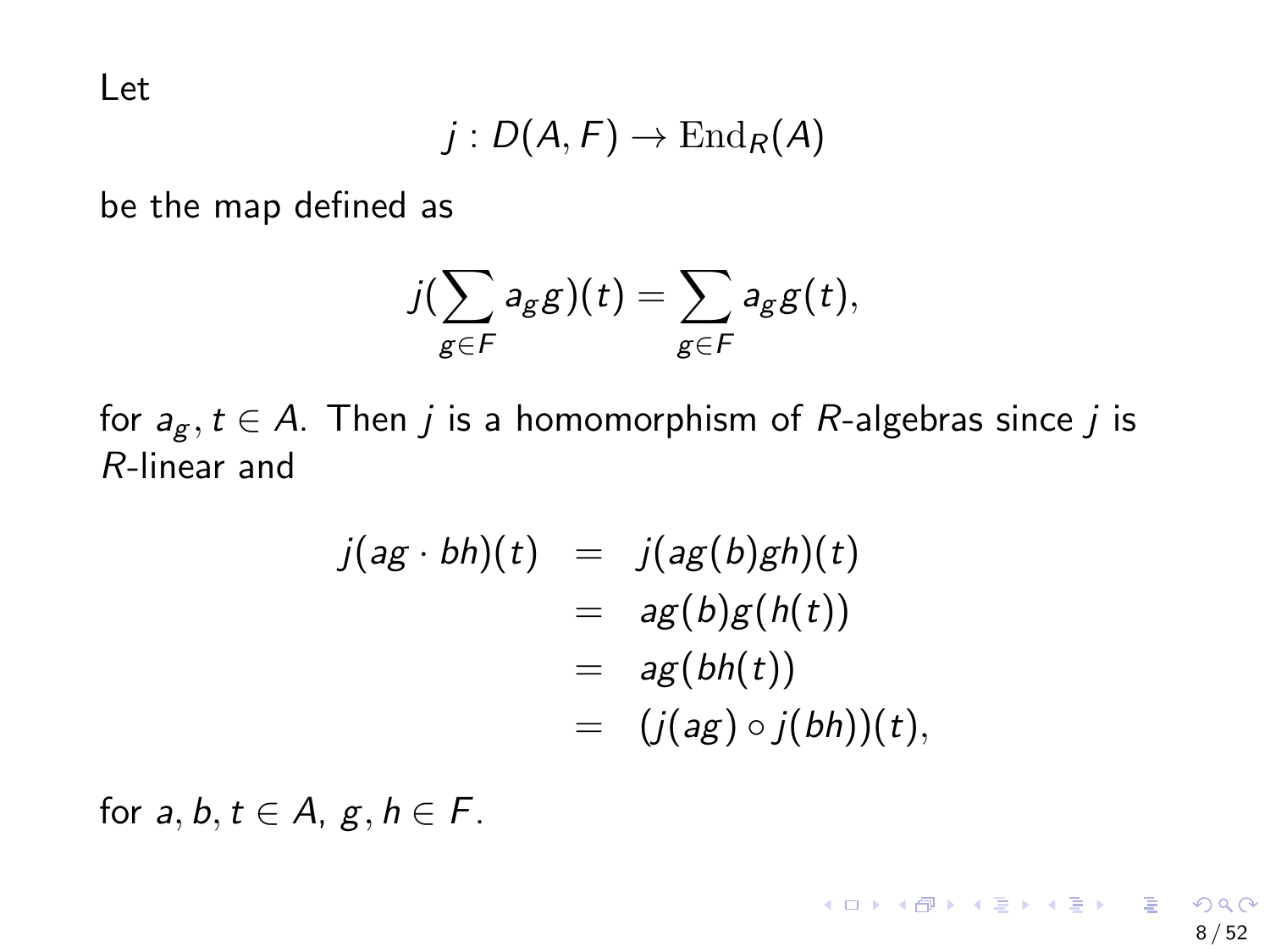Let

$$j : D(A, F) \to \mathrm{End}_R(A)$$

be the map defined as

$$j(\sum_{g \in F} a_g g)(t) = \sum_{g \in F} a_g g(t),$$

for $a_g, t \in A$. Then $j$ is a homomorphism of $R$-algebras since $j$ is $R$-linear and

$$\begin{aligned} j(ag \cdot bh)(t) &= j(ag(b)gh)(t) \\ &= ag(b)g(h(t)) \\ &= ag(bh(t)) \\ &= (j(ag) \circ j(bh))(t), \end{aligned}$$

for $a, b, t \in A$, $g, h \in F$.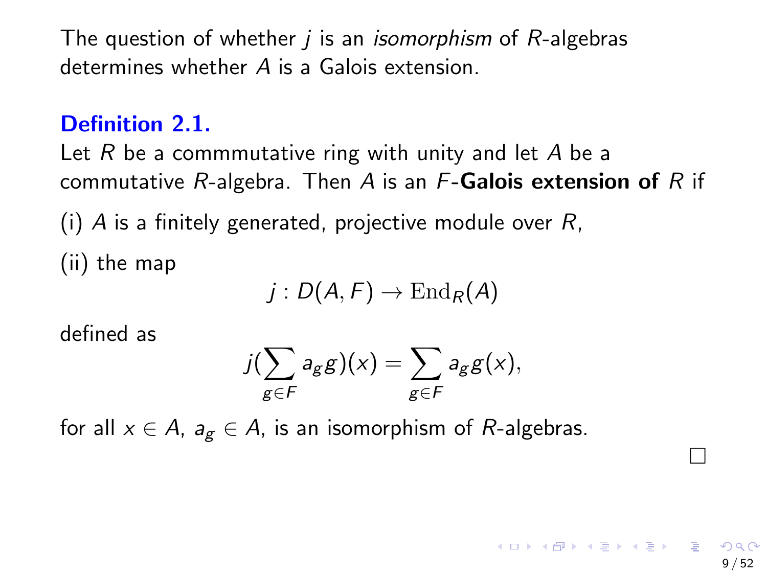The question of whether $j$ is an *isomorphism* of $R$-algebras determines whether $A$ is a Galois extension.

**Definition 2.1.**

Let $R$ be a commmutative ring with unity and let $A$ be a commutative $R$-algebra. Then $A$ is an $F$-**Galois extension of** $R$ if

(i) $A$ is a finitely generated, projective module over $R$,

(ii) the map

$$j : D(A, F) \to \mathrm{End}_R(A)$$

defined as

$$j(\sum_{g \in F} a_g g)(x) = \sum_{g \in F} a_g g(x),$$

for all $x \in A$, $a_g \in A$, is an isomorphism of $R$-algebras.

□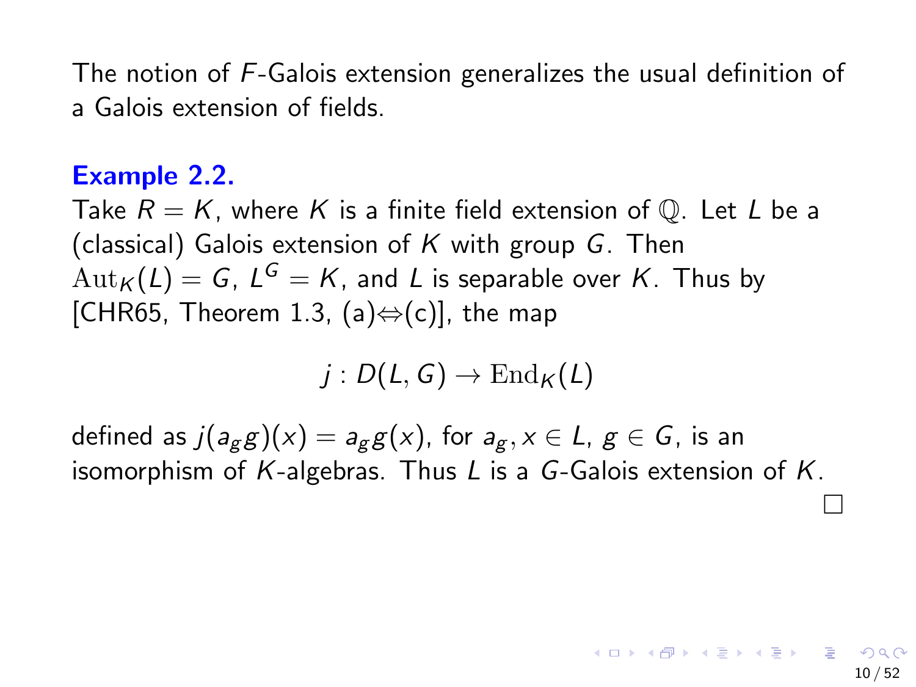The notion of $F$-Galois extension generalizes the usual definition of a Galois extension of fields.

**Example 2.2.**

Take $R = K$, where $K$ is a finite field extension of $\mathbb{Q}$. Let $L$ be a (classical) Galois extension of $K$ with group $G$. Then $\mathrm{Aut}_K(L) = G$, $L^G = K$, and $L$ is separable over $K$. Thus by [CHR65, Theorem 1.3, (a)⇔(c)], the map

$$j : D(L, G) \to \mathrm{End}_K(L)$$

defined as $j(a_g g)(x) = a_g g(x)$, for $a_g, x \in L$, $g \in G$, is an isomorphism of $K$-algebras. Thus $L$ is a $G$-Galois extension of $K$.

□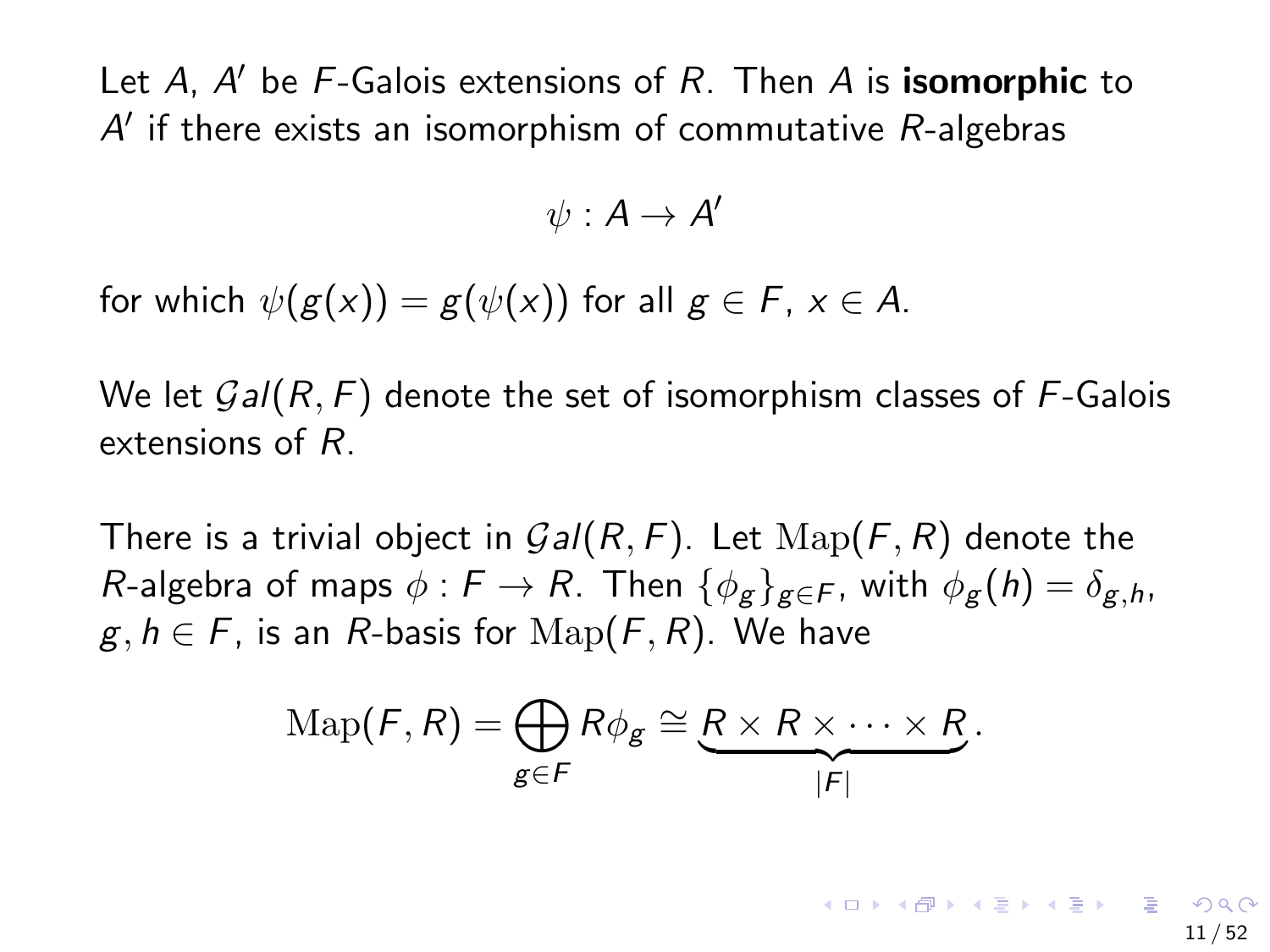Let $A$, $A'$ be $F$-Galois extensions of $R$. Then $A$ is **isomorphic** to $A'$ if there exists an isomorphism of commutative $R$-algebras

$$\psi : A \to A'$$

for which $\psi(g(x)) = g(\psi(x))$ for all $g \in F$, $x \in A$.

We let $\mathcal{G}al(R, F)$ denote the set of isomorphism classes of $F$-Galois extensions of $R$.

There is a trivial object in $\mathcal{G}al(R, F)$. Let $\mathrm{Map}(F, R)$ denote the $R$-algebra of maps $\phi : F \to R$. Then $\{\phi_g\}_{g \in F}$, with $\phi_g(h) = \delta_{g,h}$, $g, h \in F$, is an $R$-basis for $\mathrm{Map}(F, R)$. We have

$$\mathrm{Map}(F, R) = \bigoplus_{g \in F} R\phi_g \cong \underbrace{R \times R \times \cdots \times R}_{|F|}.$$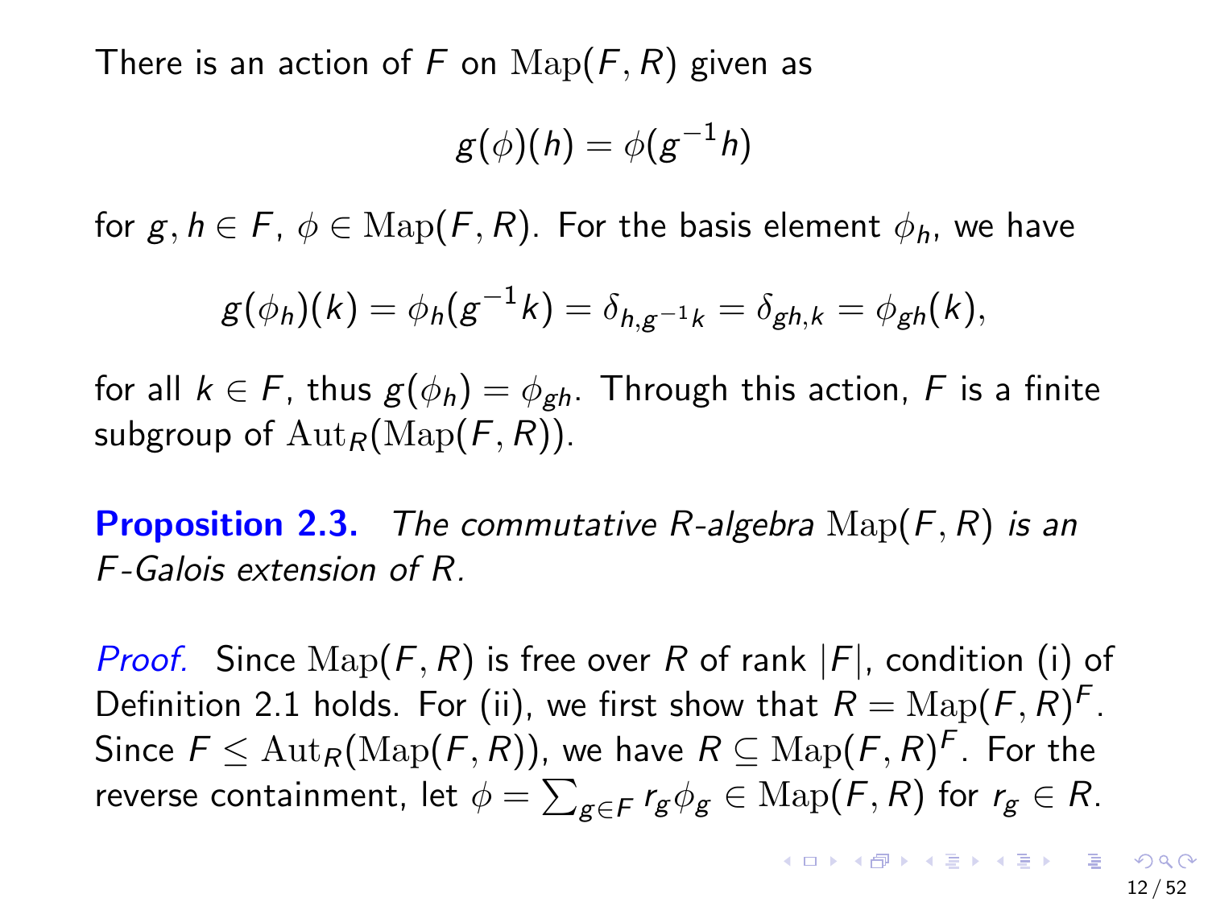There is an action of $F$ on $\mathrm{Map}(F, R)$ given as

$$g(\phi)(h) = \phi(g^{-1}h)$$

for $g, h \in F$, $\phi \in \mathrm{Map}(F, R)$. For the basis element $\phi_h$, we have

$$g(\phi_h)(k) = \phi_h(g^{-1}k) = \delta_{h,g^{-1}k} = \delta_{gh,k} = \phi_{gh}(k),$$

for all $k \in F$, thus $g(\phi_h) = \phi_{gh}$. Through this action, $F$ is a finite subgroup of $\mathrm{Aut}_R(\mathrm{Map}(F, R))$.

**Proposition 2.3.** *The commutative $R$-algebra $\mathrm{Map}(F, R)$ is an $F$-Galois extension of $R$.*

*Proof.* Since $\mathrm{Map}(F, R)$ is free over $R$ of rank $|F|$, condition (i) of Definition 2.1 holds. For (ii), we first show that $R = \mathrm{Map}(F, R)^F$. Since $F \leq \mathrm{Aut}_R(\mathrm{Map}(F, R))$, we have $R \subseteq \mathrm{Map}(F, R)^F$. For the reverse containment, let $\phi = \sum_{g \in F} r_g \phi_g \in \mathrm{Map}(F, R)$ for $r_g \in R$.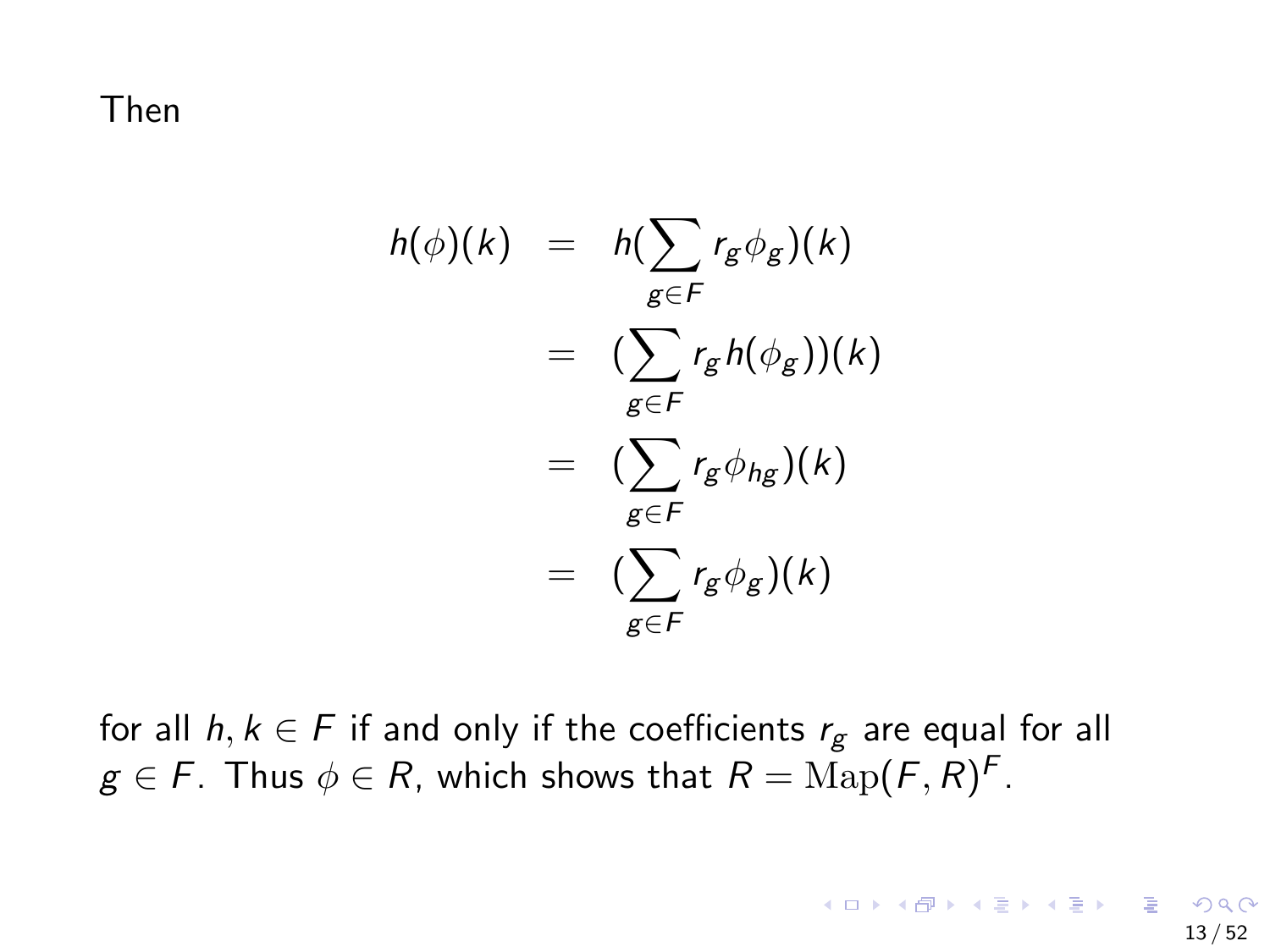Then

$$
\begin{aligned}
h(\phi)(k) &= h(\sum_{g \in F} r_g \phi_g)(k) \\
&= (\sum_{g \in F} r_g h(\phi_g))(k) \\
&= (\sum_{g \in F} r_g \phi_{hg})(k) \\
&= (\sum_{g \in F} r_g \phi_g)(k)
\end{aligned}
$$

for all $h, k \in F$ if and only if the coefficients $r_g$ are equal for all $g \in F$. Thus $\phi \in R$, which shows that $R = \mathrm{Map}(F, R)^F$.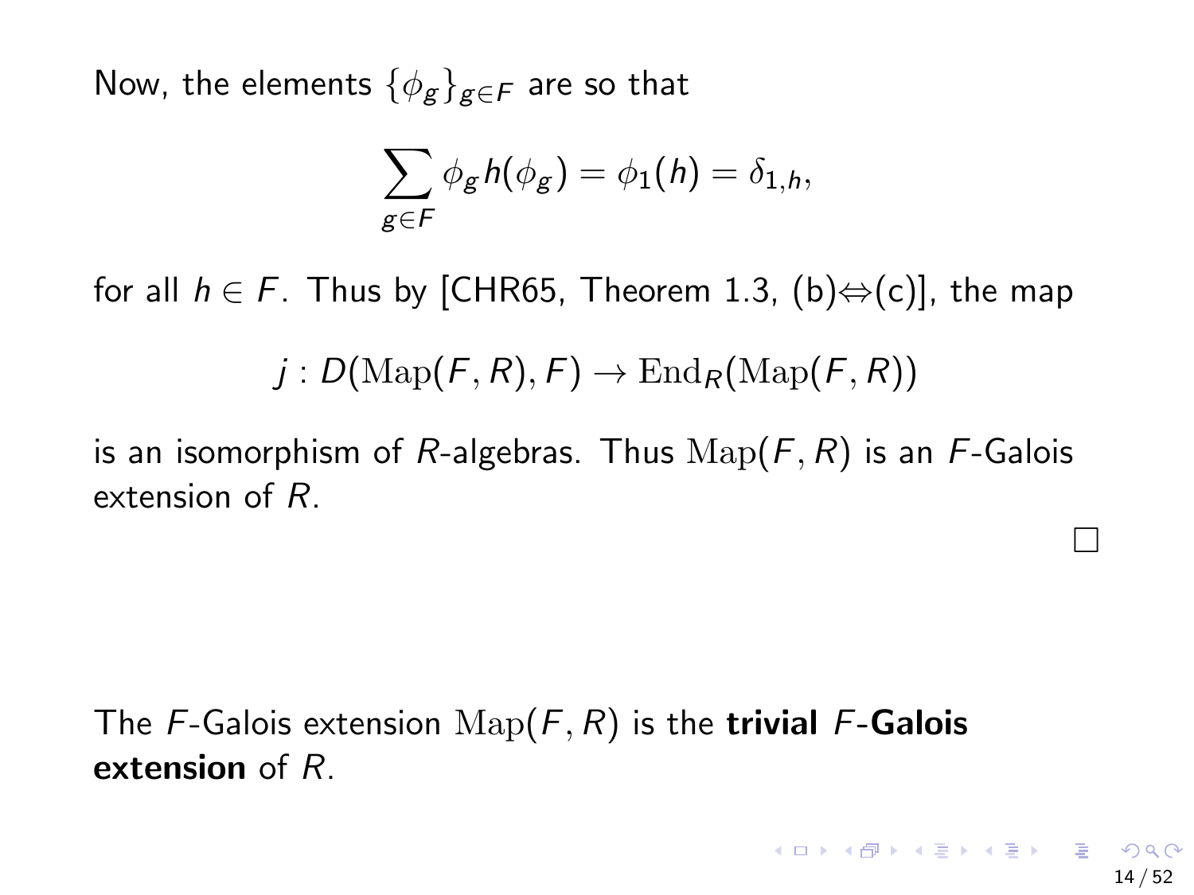Now, the elements $\{\phi_g\}_{g \in F}$ are so that

$$\sum_{g \in F} \phi_g h(\phi_g) = \phi_1(h) = \delta_{1,h},$$

for all $h \in F$. Thus by [CHR65, Theorem 1.3, (b)⇔(c)], the map

$$j : D(\mathrm{Map}(F, R), F) \to \mathrm{End}_R(\mathrm{Map}(F, R))$$

is an isomorphism of $R$-algebras. Thus $\mathrm{Map}(F, R)$ is an $F$-Galois extension of $R$.

□

The $F$-Galois extension $\mathrm{Map}(F, R)$ is the **trivial $F$-Galois extension** of $R$.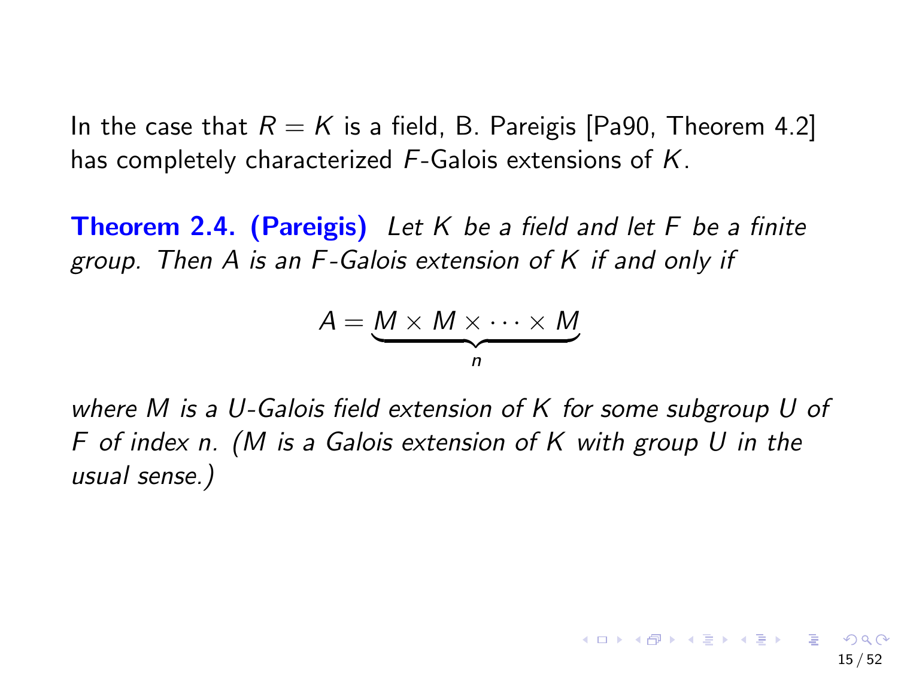In the case that $R = K$ is a field, B. Pareigis [Pa90, Theorem 4.2] has completely characterized $F$-Galois extensions of $K$.

**Theorem 2.4. (Pareigis)** *Let $K$ be a field and let $F$ be a finite group. Then $A$ is an $F$-Galois extension of $K$ if and only if*

$$A = \underbrace{M \times M \times \cdots \times M}_{n}$$

*where $M$ is a $U$-Galois field extension of $K$ for some subgroup $U$ of $F$ of index $n$. ($M$ is a Galois extension of $K$ with group $U$ in the usual sense.)*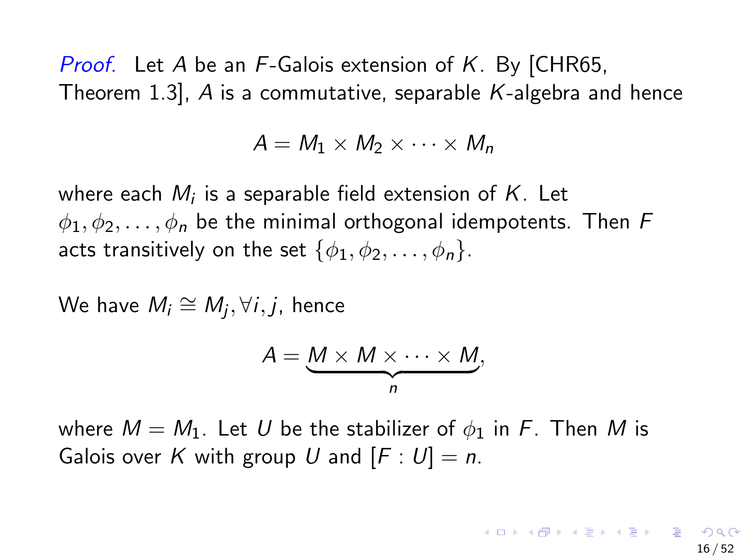*Proof.* Let $A$ be an $F$-Galois extension of $K$. By [CHR65, Theorem 1.3], $A$ is a commutative, separable $K$-algebra and hence

$$A = M_1 \times M_2 \times \cdots \times M_n$$

where each $M_i$ is a separable field extension of $K$. Let $\phi_1, \phi_2, \ldots, \phi_n$ be the minimal orthogonal idempotents. Then $F$ acts transitively on the set $\{\phi_1, \phi_2, \ldots, \phi_n\}$.

We have $M_i \cong M_j, \forall i, j$, hence

$$A = \underbrace{M \times M \times \cdots \times M}_{n},$$

where $M = M_1$. Let $U$ be the stabilizer of $\phi_1$ in $F$. Then $M$ is Galois over $K$ with group $U$ and $[F : U] = n$.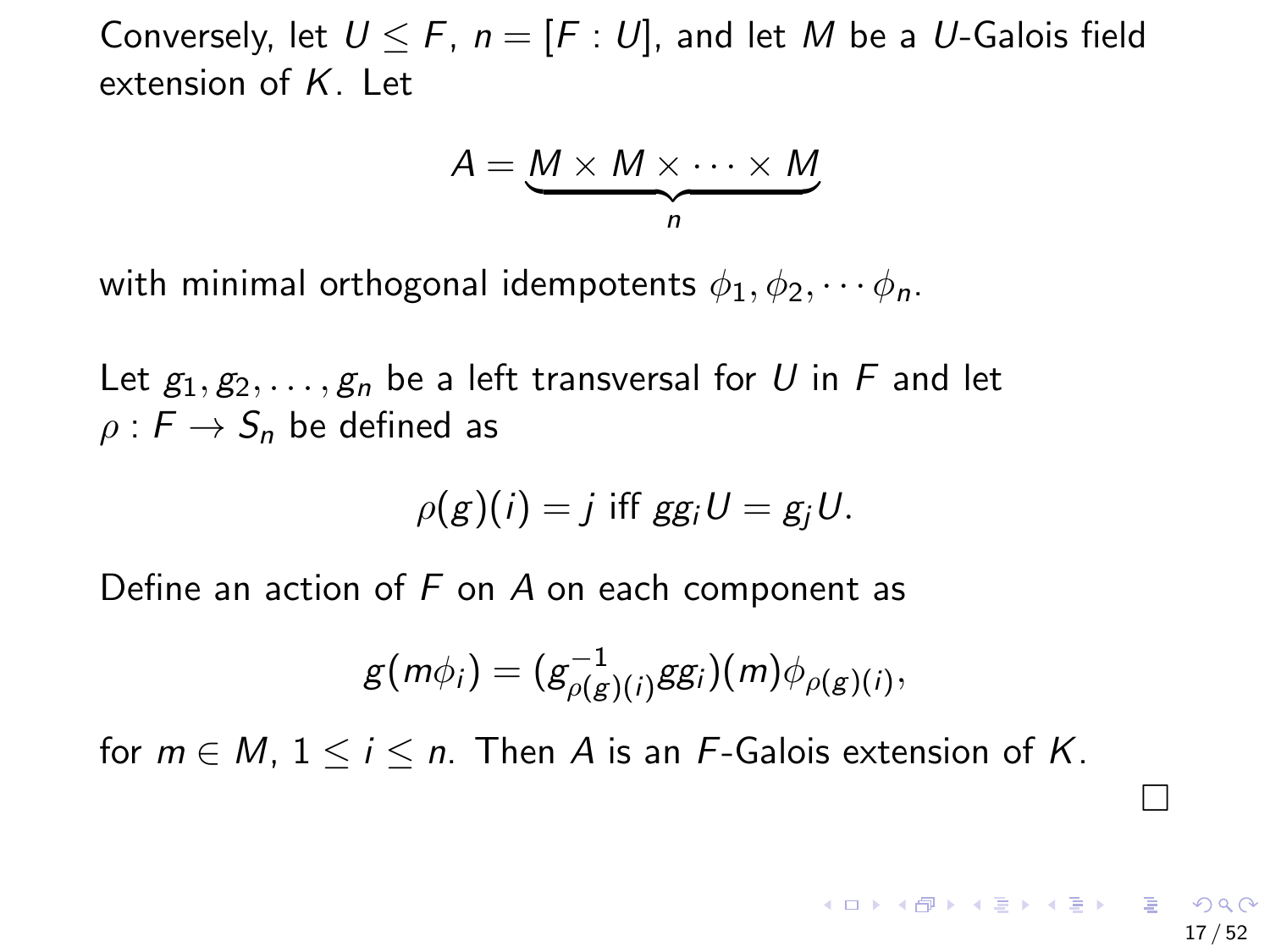Conversely, let $U \leq F$, $n = [F : U]$, and let $M$ be a $U$-Galois field extension of $K$. Let

$$A = \underbrace{M \times M \times \cdots \times M}_{n}$$

with minimal orthogonal idempotents $\phi_1, \phi_2, \cdots \phi_n$.

Let $g_1, g_2, \ldots, g_n$ be a left transversal for $U$ in $F$ and let $\rho : F \to S_n$ be defined as

$$\rho(g)(i) = j \text{ iff } gg_iU = g_jU.$$

Define an action of $F$ on $A$ on each component as

$$g(m\phi_i) = (g^{-1}_{\rho(g)(i)} g g_i)(m)\phi_{\rho(g)(i)},$$

for $m \in M$, $1 \leq i \leq n$. Then $A$ is an $F$-Galois extension of $K$.

□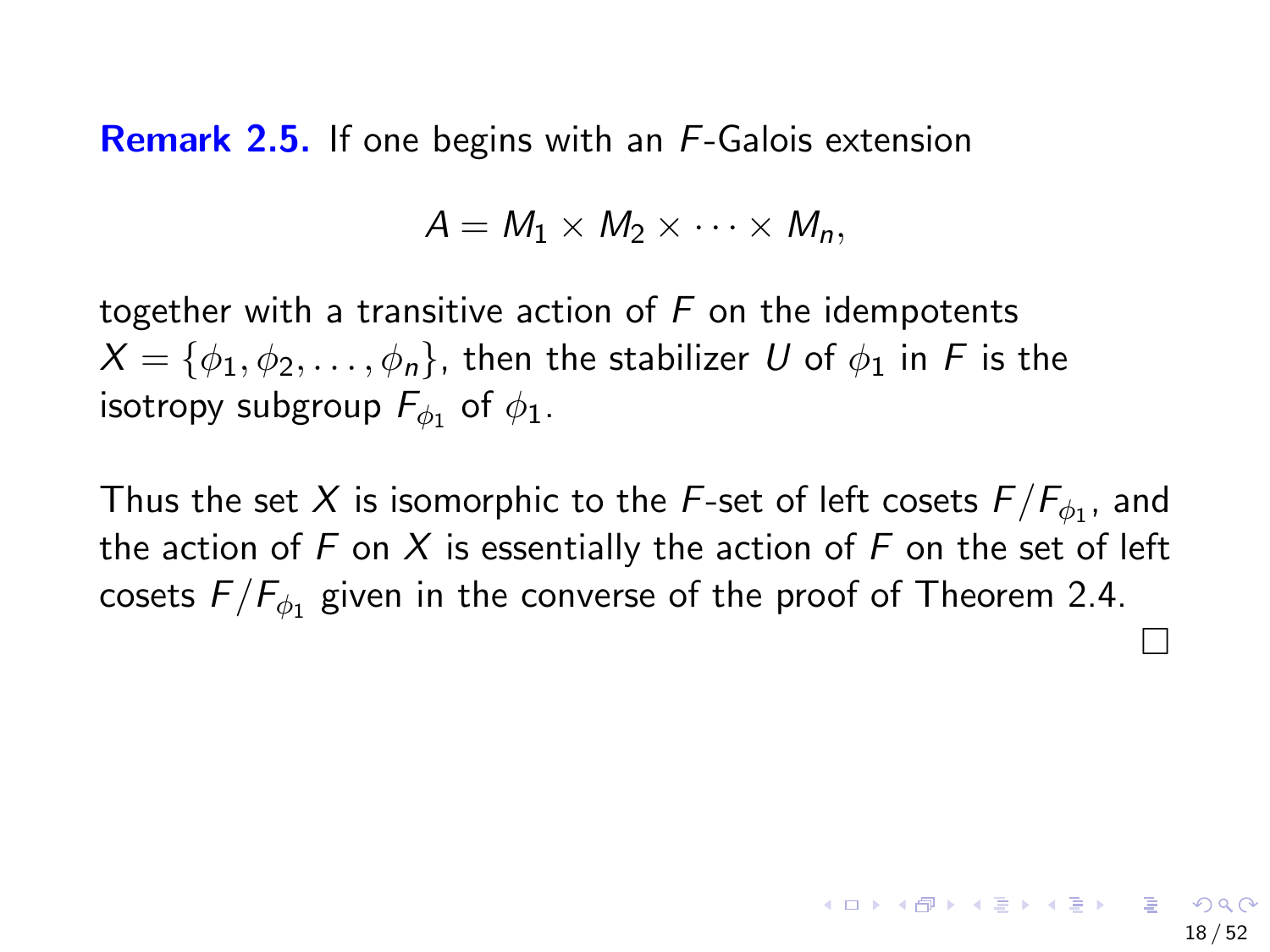**Remark 2.5.** If one begins with an $F$-Galois extension

$$A = M_1 \times M_2 \times \cdots \times M_n,$$

together with a transitive action of $F$ on the idempotents $X = \{\phi_1, \phi_2, \ldots, \phi_n\}$, then the stabilizer $U$ of $\phi_1$ in $F$ is the isotropy subgroup $F_{\phi_1}$ of $\phi_1$.

Thus the set $X$ is isomorphic to the $F$-set of left cosets $F/F_{\phi_1}$, and the action of $F$ on $X$ is essentially the action of $F$ on the set of left cosets $F/F_{\phi_1}$ given in the converse of the proof of Theorem 2.4.

□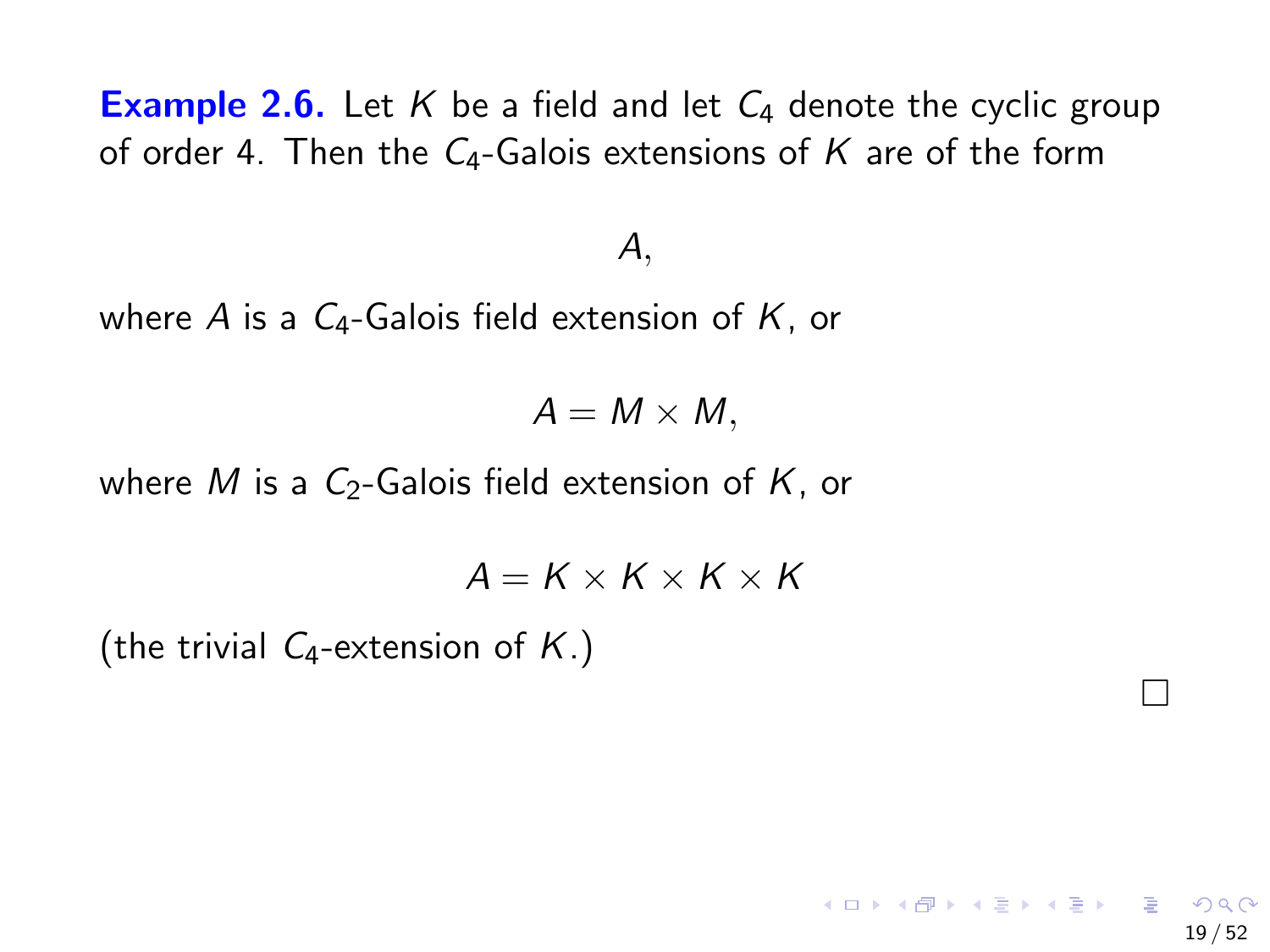**Example 2.6.** Let $K$ be a field and let $C_4$ denote the cyclic group of order 4. Then the $C_4$-Galois extensions of $K$ are of the form

$$A,$$

where $A$ is a $C_4$-Galois field extension of $K$, or

$$A = M \times M,$$

where $M$ is a $C_2$-Galois field extension of $K$, or

$$A = K \times K \times K \times K$$

(the trivial $C_4$-extension of $K$.)

□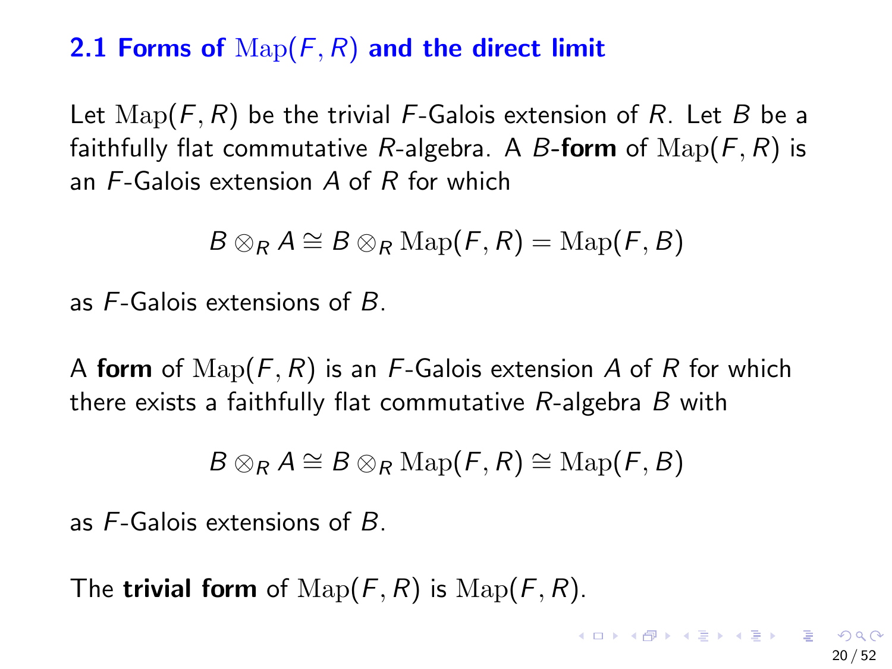## 2.1 Forms of $\mathrm{Map}(F, R)$ and the direct limit

Let $\mathrm{Map}(F, R)$ be the trivial $F$-Galois extension of $R$. Let $B$ be a faithfully flat commutative $R$-algebra. A $B$-**form** of $\mathrm{Map}(F, R)$ is an $F$-Galois extension $A$ of $R$ for which

$$B \otimes_R A \cong B \otimes_R \mathrm{Map}(F, R) = \mathrm{Map}(F, B)$$

as $F$-Galois extensions of $B$.

A **form** of $\mathrm{Map}(F, R)$ is an $F$-Galois extension $A$ of $R$ for which there exists a faithfully flat commutative $R$-algebra $B$ with

$$B \otimes_R A \cong B \otimes_R \mathrm{Map}(F, R) \cong \mathrm{Map}(F, B)$$

as $F$-Galois extensions of $B$.

The **trivial form** of $\mathrm{Map}(F, R)$ is $\mathrm{Map}(F, R)$.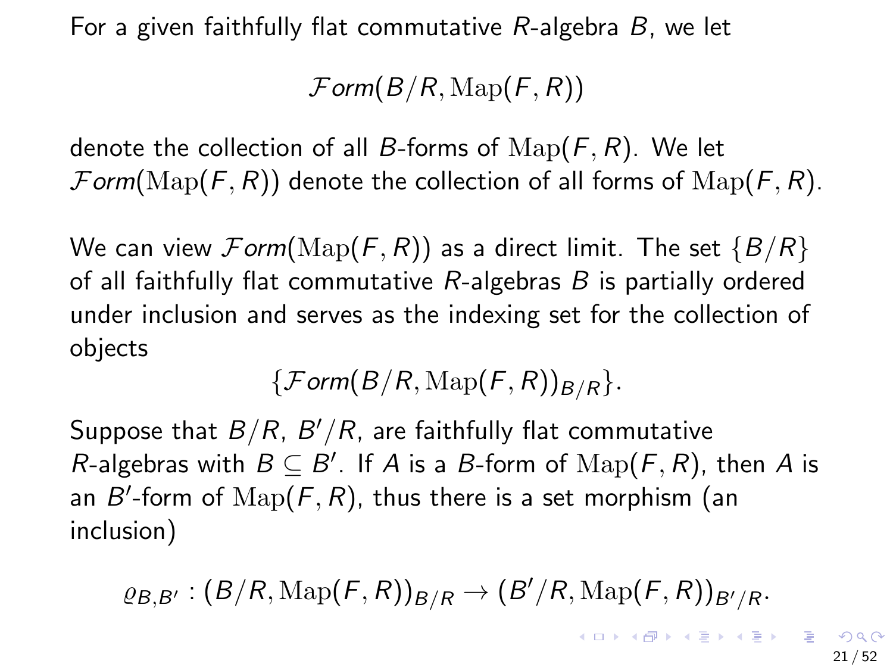For a given faithfully flat commutative $R$-algebra $B$, we let

$$\mathcal{F}orm(B/R, \mathrm{Map}(F, R))$$

denote the collection of all $B$-forms of $\mathrm{Map}(F, R)$. We let $\mathcal{F}orm(\mathrm{Map}(F, R))$ denote the collection of all forms of $\mathrm{Map}(F, R)$.

We can view $\mathcal{F}orm(\mathrm{Map}(F, R))$ as a direct limit. The set $\{B/R\}$ of all faithfully flat commutative $R$-algebras $B$ is partially ordered under inclusion and serves as the indexing set for the collection of objects

$$\{\mathcal{F}orm(B/R, \mathrm{Map}(F, R))_{B/R}\}.$$

Suppose that $B/R$, $B'/R$, are faithfully flat commutative $R$-algebras with $B \subseteq B'$. If $A$ is a $B$-form of $\mathrm{Map}(F, R)$, then $A$ is an $B'$-form of $\mathrm{Map}(F, R)$, thus there is a set morphism (an inclusion)

$$\varrho_{B,B'} : (B/R, \mathrm{Map}(F, R))_{B/R} \to (B'/R, \mathrm{Map}(F, R))_{B'/R}.$$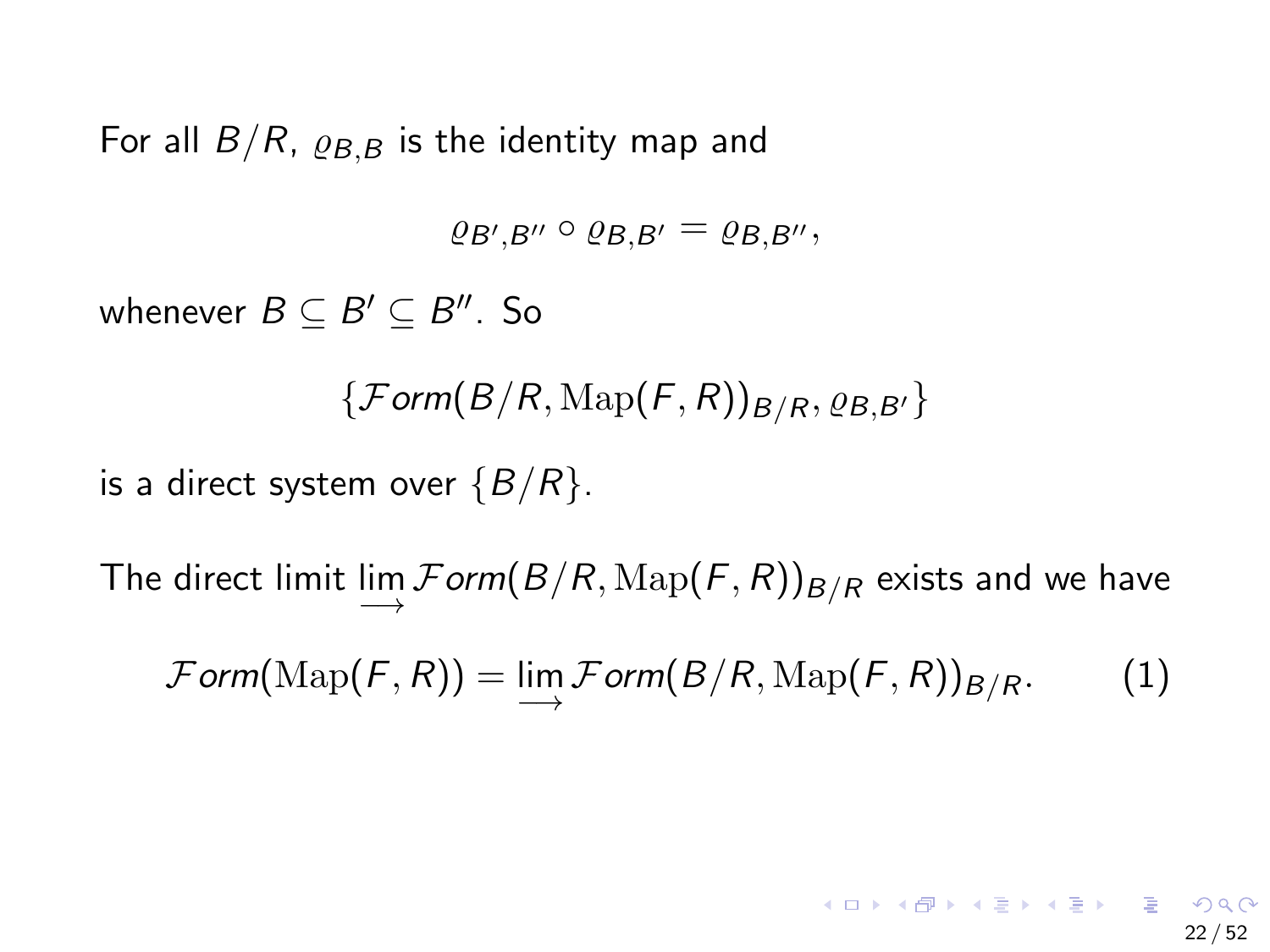For all $B/R$, $\varrho_{B,B}$ is the identity map and

$$\varrho_{B',B''} \circ \varrho_{B,B'} = \varrho_{B,B''},$$

whenever $B \subseteq B' \subseteq B''$. So

$$\{\mathcal{F}orm(B/R, \mathrm{Map}(F,R))_{B/R}, \varrho_{B,B'}\}$$

is a direct system over $\{B/R\}$.

The direct limit $\varinjlim \mathcal{F}orm(B/R, \mathrm{Map}(F,R))_{B/R}$ exists and we have

$$\mathcal{F}orm(\mathrm{Map}(F,R)) = \varinjlim \mathcal{F}orm(B/R, \mathrm{Map}(F,R))_{B/R}. \tag{1}$$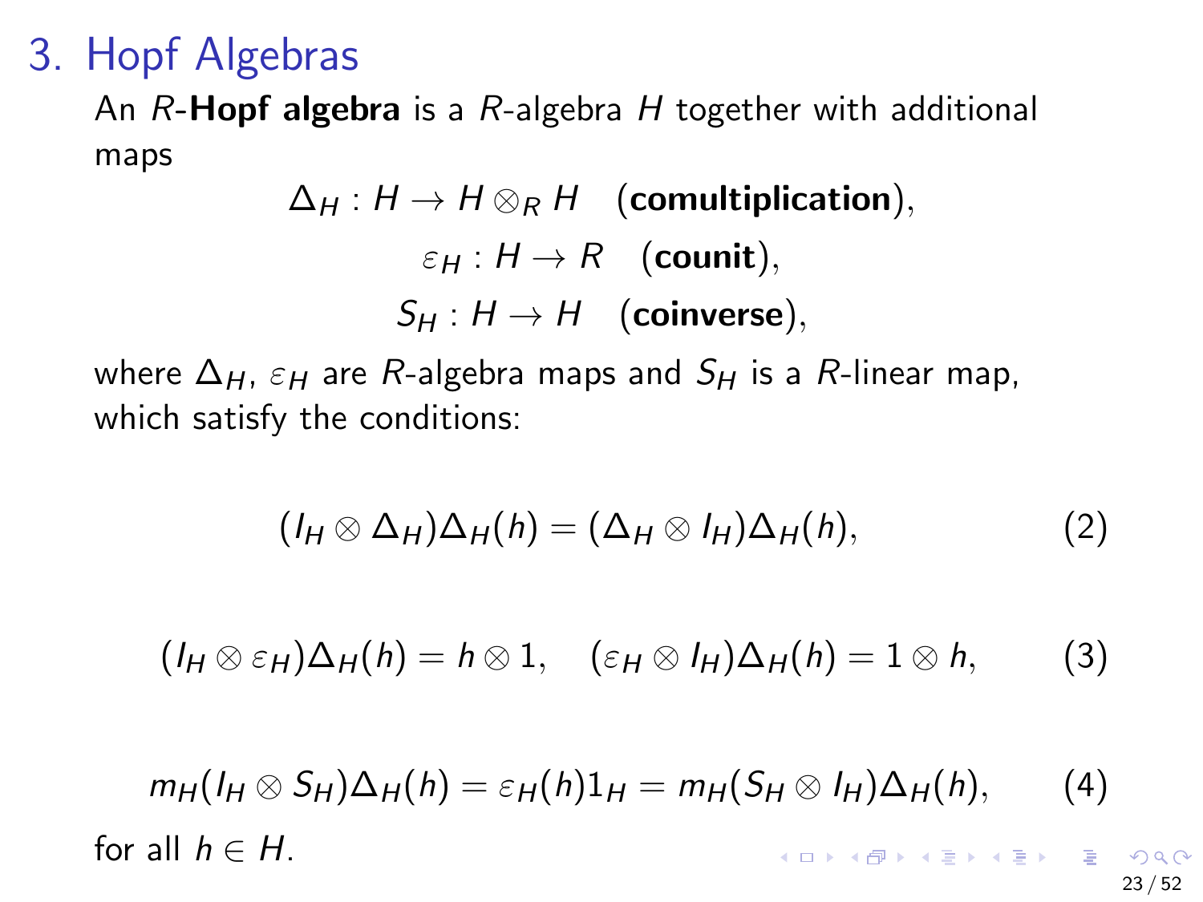## 3. Hopf Algebras

An $R$-**Hopf algebra** is a $R$-algebra $H$ together with additional maps

$$\Delta_H : H \to H \otimes_R H \quad (\textbf{comultiplication}),$$
$$\varepsilon_H : H \to R \quad (\textbf{counit}),$$
$$S_H : H \to H \quad (\textbf{coinverse}),$$

where $\Delta_H$, $\varepsilon_H$ are $R$-algebra maps and $S_H$ is a $R$-linear map, which satisfy the conditions:

$$(I_H \otimes \Delta_H)\Delta_H(h) = (\Delta_H \otimes I_H)\Delta_H(h), \tag{2}$$

$$(I_H \otimes \varepsilon_H)\Delta_H(h) = h \otimes 1, \quad (\varepsilon_H \otimes I_H)\Delta_H(h) = 1 \otimes h, \tag{3}$$

$$m_H(I_H \otimes S_H)\Delta_H(h) = \varepsilon_H(h)1_H = m_H(S_H \otimes I_H)\Delta_H(h), \tag{4}$$

for all $h \in H$.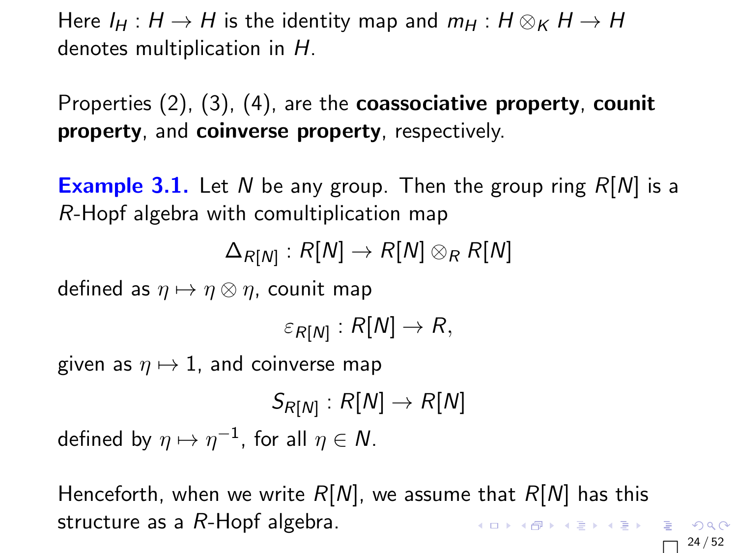Here $I_H : H \to H$ is the identity map and $m_H : H \otimes_K H \to H$ denotes multiplication in $H$.

Properties (2), (3), (4), are the **coassociative property**, **counit property**, and **coinverse property**, respectively.

**Example 3.1.** Let $N$ be any group. Then the group ring $R[N]$ is a $R$-Hopf algebra with comultiplication map

$$\Delta_{R[N]} : R[N] \to R[N] \otimes_R R[N]$$

defined as $\eta \mapsto \eta \otimes \eta$, counit map

$$\varepsilon_{R[N]} : R[N] \to R,$$

given as $\eta \mapsto 1$, and coinverse map

$$S_{R[N]} : R[N] \to R[N]$$

defined by $\eta \mapsto \eta^{-1}$, for all $\eta \in N$.

Henceforth, when we write $R[N]$, we assume that $R[N]$ has this structure as a $R$-Hopf algebra.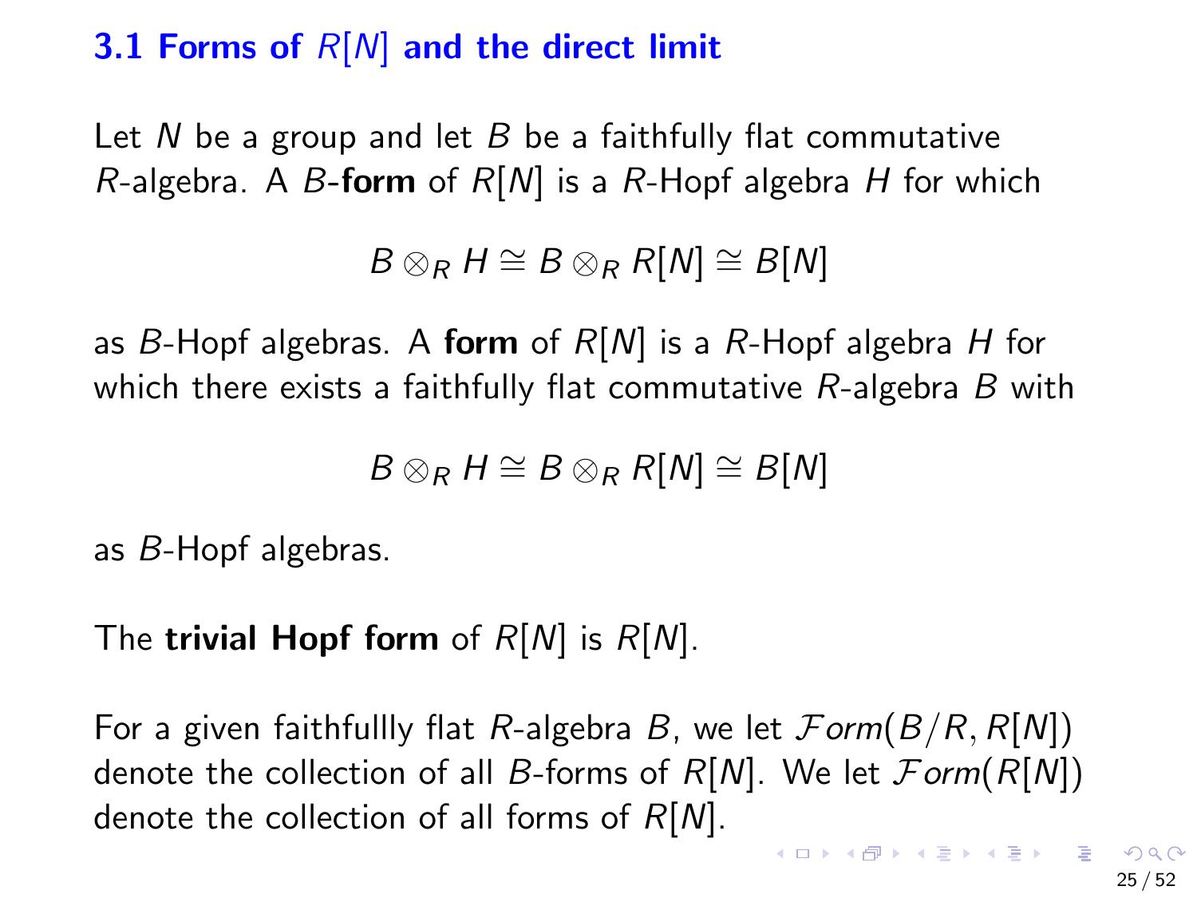## 3.1 Forms of $R[N]$ and the direct limit

Let $N$ be a group and let $B$ be a faithfully flat commutative $R$-algebra. A $B$-**form** of $R[N]$ is a $R$-Hopf algebra $H$ for which

$$B \otimes_R H \cong B \otimes_R R[N] \cong B[N]$$

as $B$-Hopf algebras. A **form** of $R[N]$ is a $R$-Hopf algebra $H$ for which there exists a faithfully flat commutative $R$-algebra $B$ with

$$B \otimes_R H \cong B \otimes_R R[N] \cong B[N]$$

as $B$-Hopf algebras.

The **trivial Hopf form** of $R[N]$ is $R[N]$.

For a given faithfullly flat $R$-algebra $B$, we let $\mathcal{F}orm(B/R, R[N])$ denote the collection of all $B$-forms of $R[N]$. We let $\mathcal{F}orm(R[N])$ denote the collection of all forms of $R[N]$.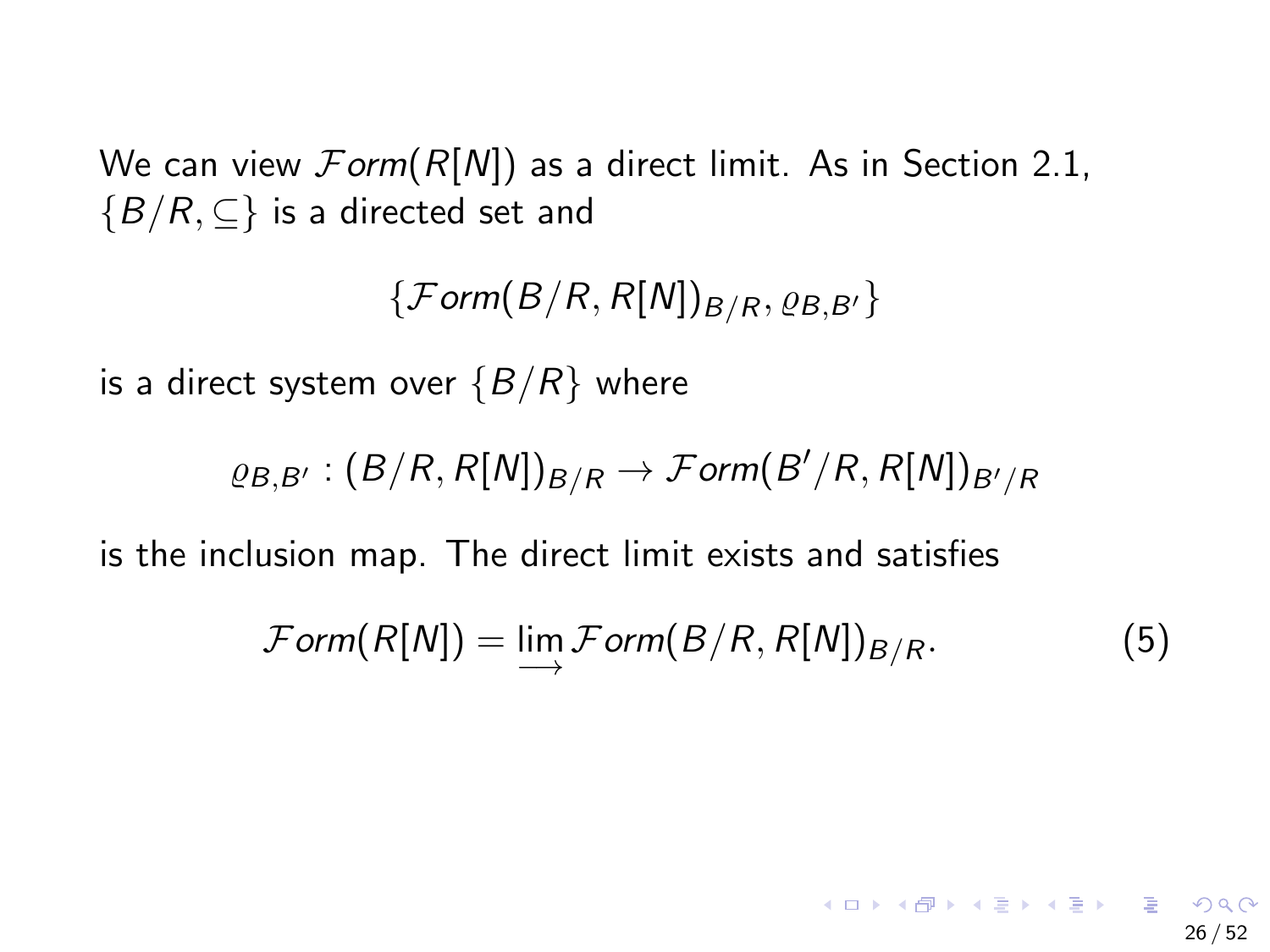We can view $\mathcal{F}orm(R[N])$ as a direct limit. As in Section 2.1, $\{B/R, \subseteq\}$ is a directed set and

$$\{\mathcal{F}orm(B/R, R[N])_{B/R}, \varrho_{B,B'}\}$$

is a direct system over $\{B/R\}$ where

$$\varrho_{B,B'} : (B/R, R[N])_{B/R} \to \mathcal{F}orm(B'/R, R[N])_{B'/R}$$

is the inclusion map. The direct limit exists and satisfies

$$\mathcal{F}orm(R[N]) = \varinjlim \mathcal{F}orm(B/R, R[N])_{B/R}. \tag{5}$$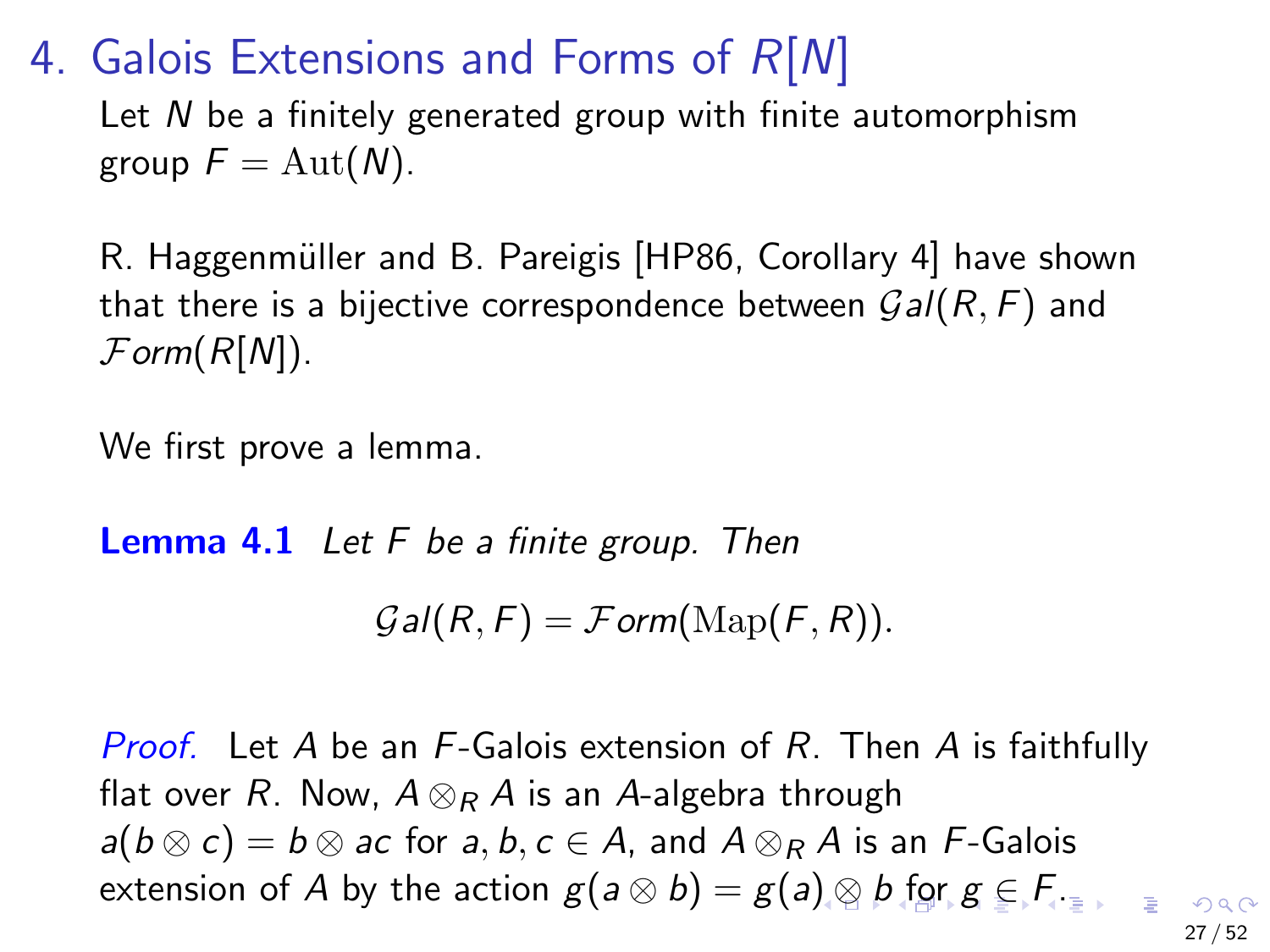# 4. Galois Extensions and Forms of $R[N]$

Let $N$ be a finitely generated group with finite automorphism group $F = \mathrm{Aut}(N)$.

R. Haggenmüller and B. Pareigis [HP86, Corollary 4] have shown that there is a bijective correspondence between $\mathcal{G}al(R, F)$ and $\mathcal{F}orm(R[N])$.

We first prove a lemma.

**Lemma 4.1** *Let $F$ be a finite group. Then*

$$\mathcal{G}al(R, F) = \mathcal{F}orm(\mathrm{Map}(F, R)).$$

*Proof.* Let $A$ be an $F$-Galois extension of $R$. Then $A$ is faithfully flat over $R$. Now, $A \otimes_R A$ is an $A$-algebra through $a(b \otimes c) = b \otimes ac$ for $a, b, c \in A$, and $A \otimes_R A$ is an $F$-Galois extension of $A$ by the action $g(a \otimes b) = g(a) \otimes b$ for $g \in F$.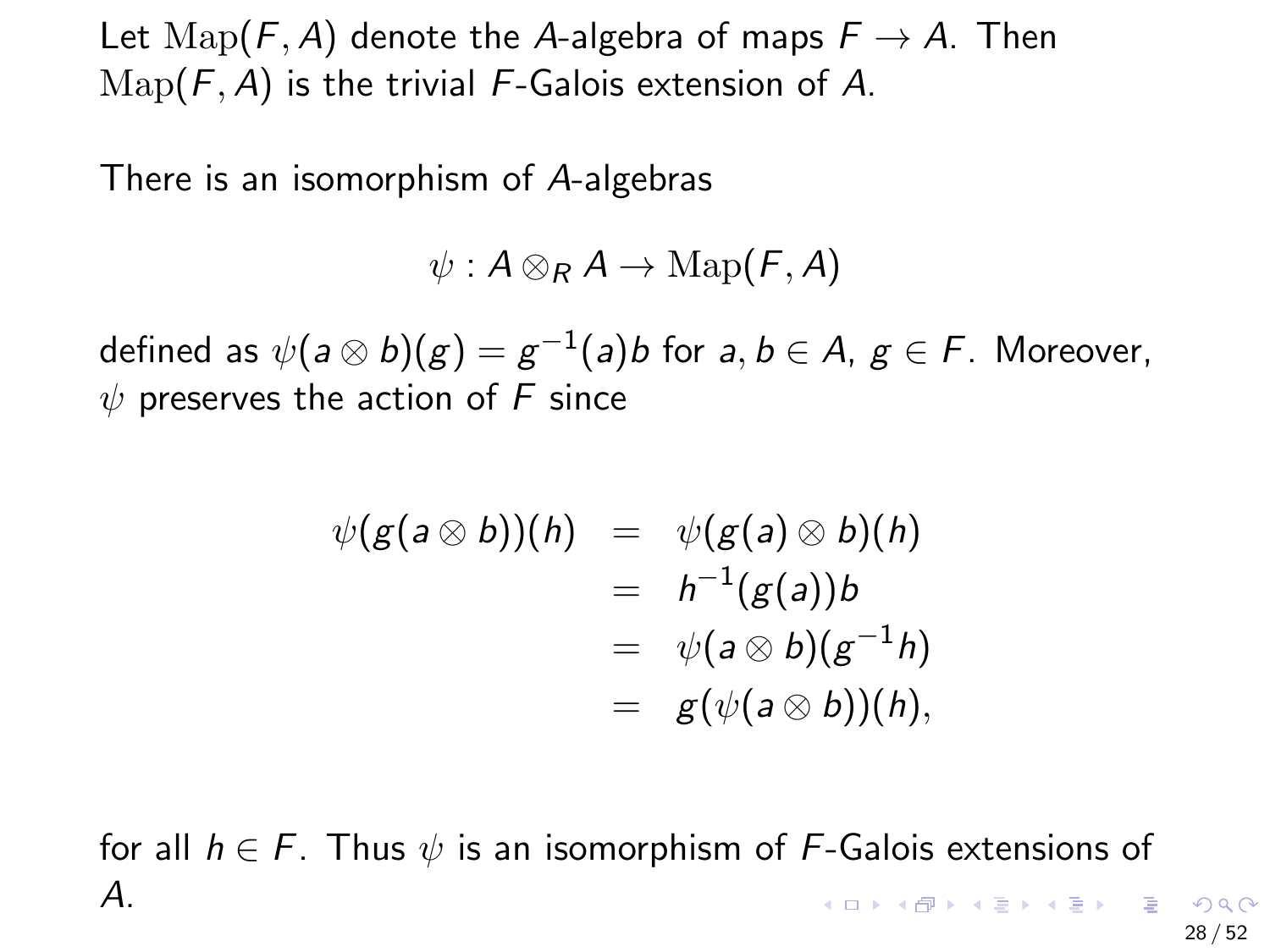Let $\mathrm{Map}(F, A)$ denote the $A$-algebra of maps $F \to A$. Then $\mathrm{Map}(F, A)$ is the trivial $F$-Galois extension of $A$.

There is an isomorphism of $A$-algebras

$$\psi : A \otimes_R A \to \mathrm{Map}(F, A)$$

defined as $\psi(a \otimes b)(g) = g^{-1}(a)b$ for $a, b \in A$, $g \in F$. Moreover, $\psi$ preserves the action of $F$ since

$$\begin{aligned}
\psi(g(a \otimes b))(h) &= \psi(g(a) \otimes b)(h) \\
&= h^{-1}(g(a))b \\
&= \psi(a \otimes b)(g^{-1}h) \\
&= g(\psi(a \otimes b))(h),
\end{aligned}$$

for all $h \in F$. Thus $\psi$ is an isomorphism of $F$-Galois extensions of $A$.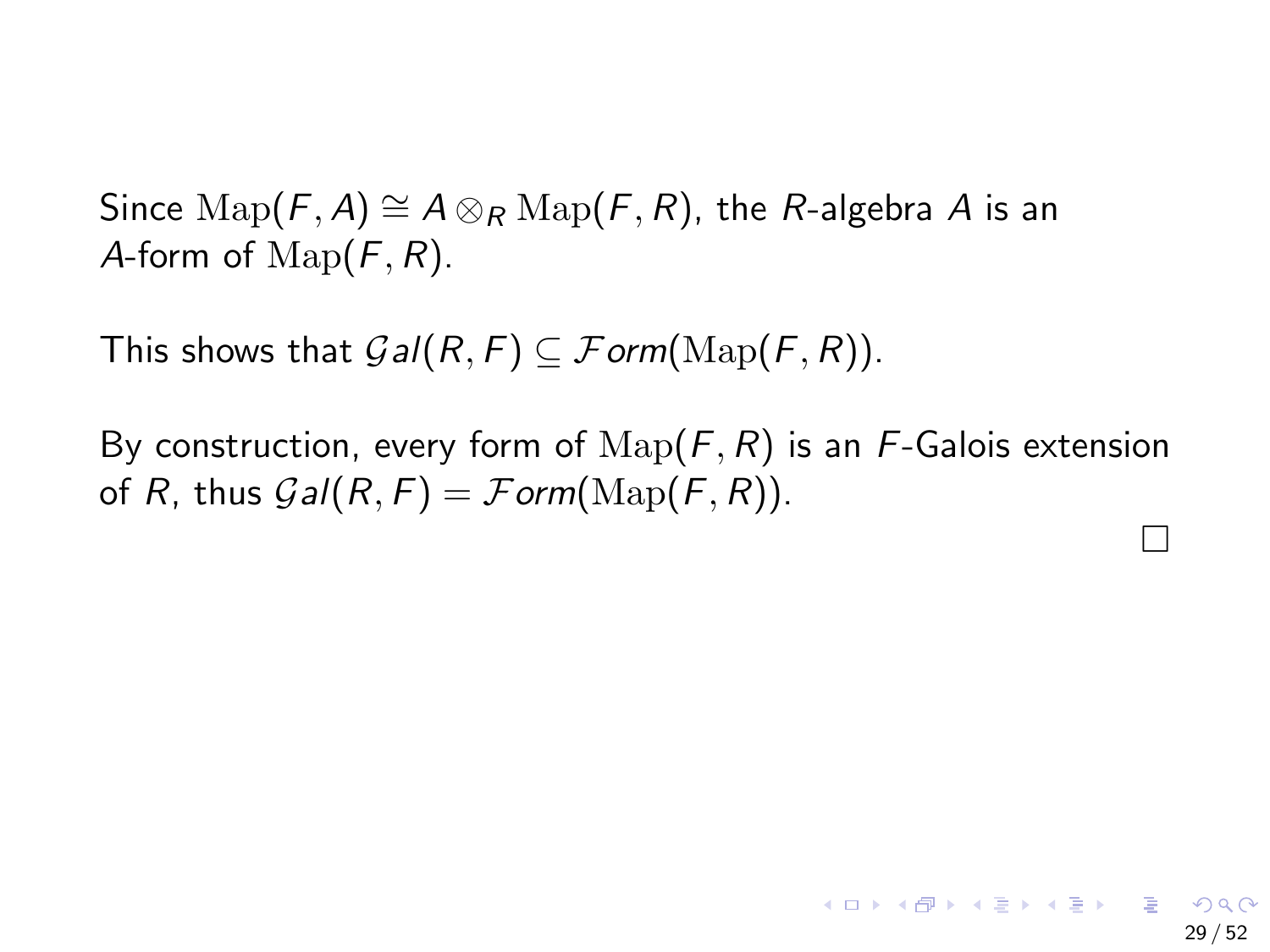Since $\mathrm{Map}(F, A) \cong A \otimes_R \mathrm{Map}(F, R)$, the $R$-algebra $A$ is an $A$-form of $\mathrm{Map}(F, R)$.

This shows that $\mathcal{G}al(R, F) \subseteq \mathcal{F}orm(\mathrm{Map}(F, R))$.

By construction, every form of $\mathrm{Map}(F, R)$ is an $F$-Galois extension of $R$, thus $\mathcal{G}al(R, F) = \mathcal{F}orm(\mathrm{Map}(F, R))$.

□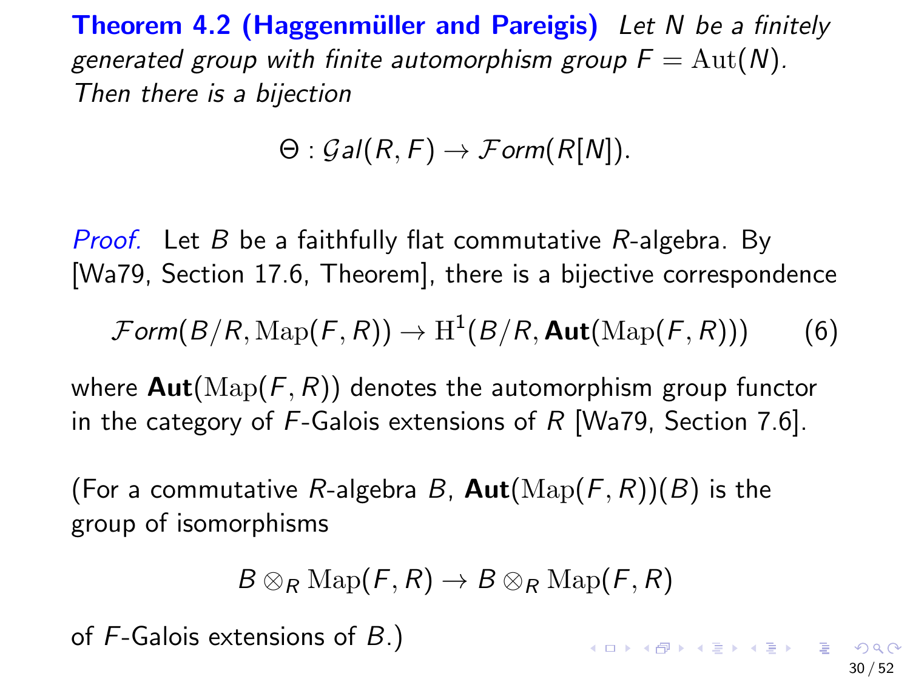**Theorem 4.2 (Haggenmüller and Pareigis)** *Let $N$ be a finitely generated group with finite automorphism group $F = \mathrm{Aut}(N)$. Then there is a bijection*

$$\Theta : \mathcal{G}al(R, F) \to \mathcal{F}orm(R[N]).$$

*Proof.* Let $B$ be a faithfully flat commutative $R$-algebra. By [Wa79, Section 17.6, Theorem], there is a bijective correspondence

$$\mathcal{F}orm(B/R, \mathrm{Map}(F, R)) \to \mathrm{H}^1(B/R, \mathbf{Aut}(\mathrm{Map}(F, R))) \qquad (6)$$

where $\mathbf{Aut}(\mathrm{Map}(F, R))$ denotes the automorphism group functor in the category of $F$-Galois extensions of $R$ [Wa79, Section 7.6].

(For a commutative $R$-algebra $B$, $\mathbf{Aut}(\mathrm{Map}(F, R))(B)$ is the group of isomorphisms

$$B \otimes_R \mathrm{Map}(F, R) \to B \otimes_R \mathrm{Map}(F, R)$$

of $F$-Galois extensions of $B$.)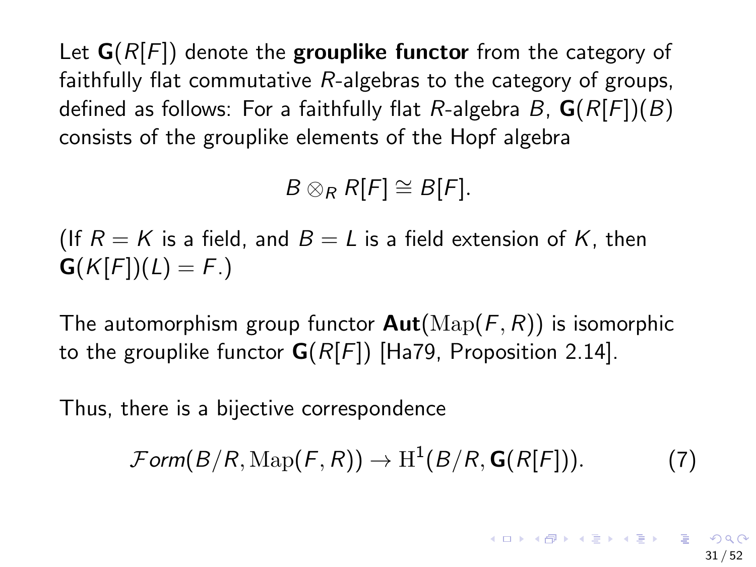Let $\mathbf{G}(R[F])$ denote the **grouplike functor** from the category of faithfully flat commutative $R$-algebras to the category of groups, defined as follows: For a faithfully flat $R$-algebra $B$, $\mathbf{G}(R[F])(B)$ consists of the grouplike elements of the Hopf algebra

$$B \otimes_R R[F] \cong B[F].$$

(If $R = K$ is a field, and $B = L$ is a field extension of $K$, then $\mathbf{G}(K[F])(L) = F$.)

The automorphism group functor $\mathbf{Aut}(\mathrm{Map}(F, R))$ is isomorphic to the grouplike functor $\mathbf{G}(R[F])$ [Ha79, Proposition 2.14].

Thus, there is a bijective correspondence

$$\mathcal{F}orm(B/R, \mathrm{Map}(F, R)) \to \mathrm{H}^1(B/R, \mathbf{G}(R[F])). \tag{7}$$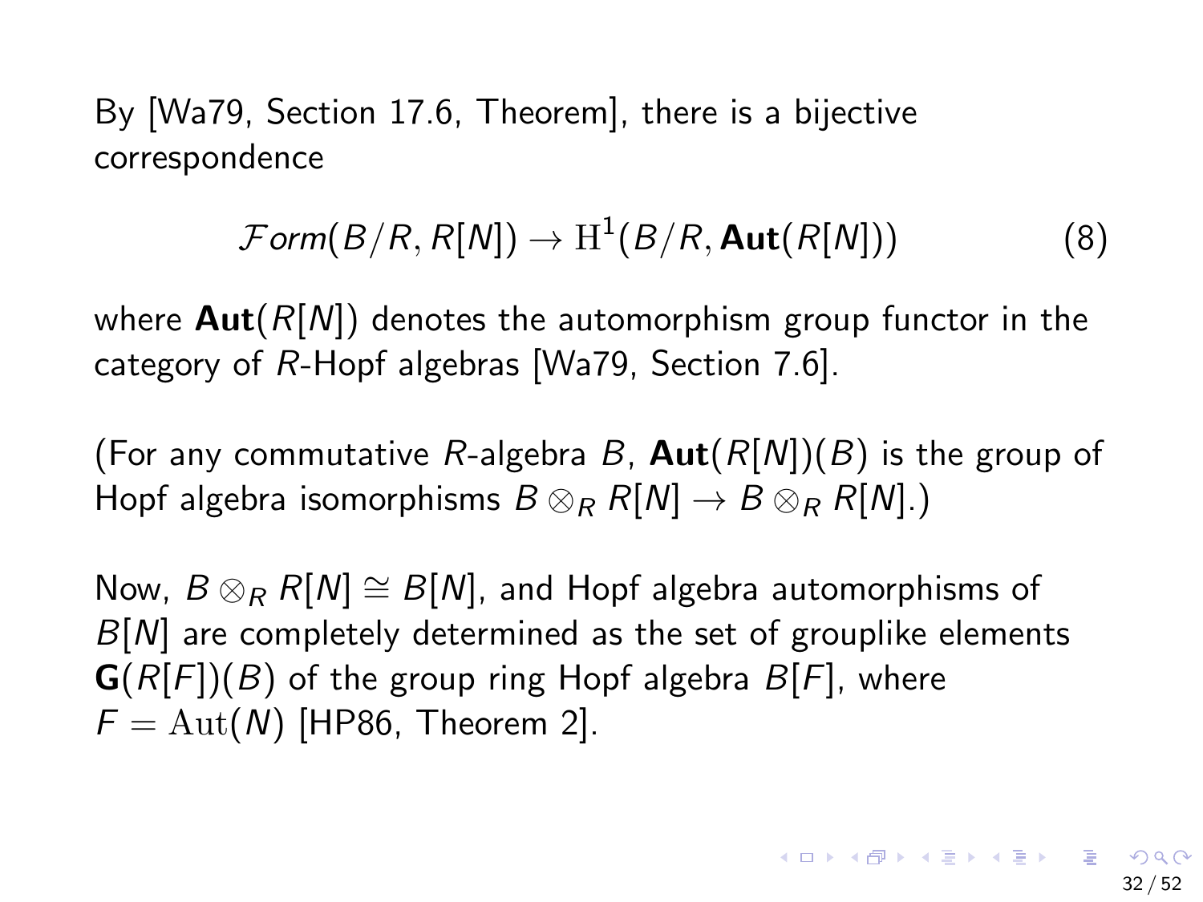By [Wa79, Section 17.6, Theorem], there is a bijective correspondence

$$\mathcal{F}orm(B/R, R[N]) \to \mathrm{H}^1(B/R, \mathbf{Aut}(R[N])) \tag{8}$$

where $\mathbf{Aut}(R[N])$ denotes the automorphism group functor in the category of $R$-Hopf algebras [Wa79, Section 7.6].

(For any commutative $R$-algebra $B$, $\mathbf{Aut}(R[N])(B)$ is the group of Hopf algebra isomorphisms $B \otimes_R R[N] \to B \otimes_R R[N]$.)

Now, $B \otimes_R R[N] \cong B[N]$, and Hopf algebra automorphisms of $B[N]$ are completely determined as the set of grouplike elements $\mathbf{G}(R[F])(B)$ of the group ring Hopf algebra $B[F]$, where $F = \mathrm{Aut}(N)$ [HP86, Theorem 2].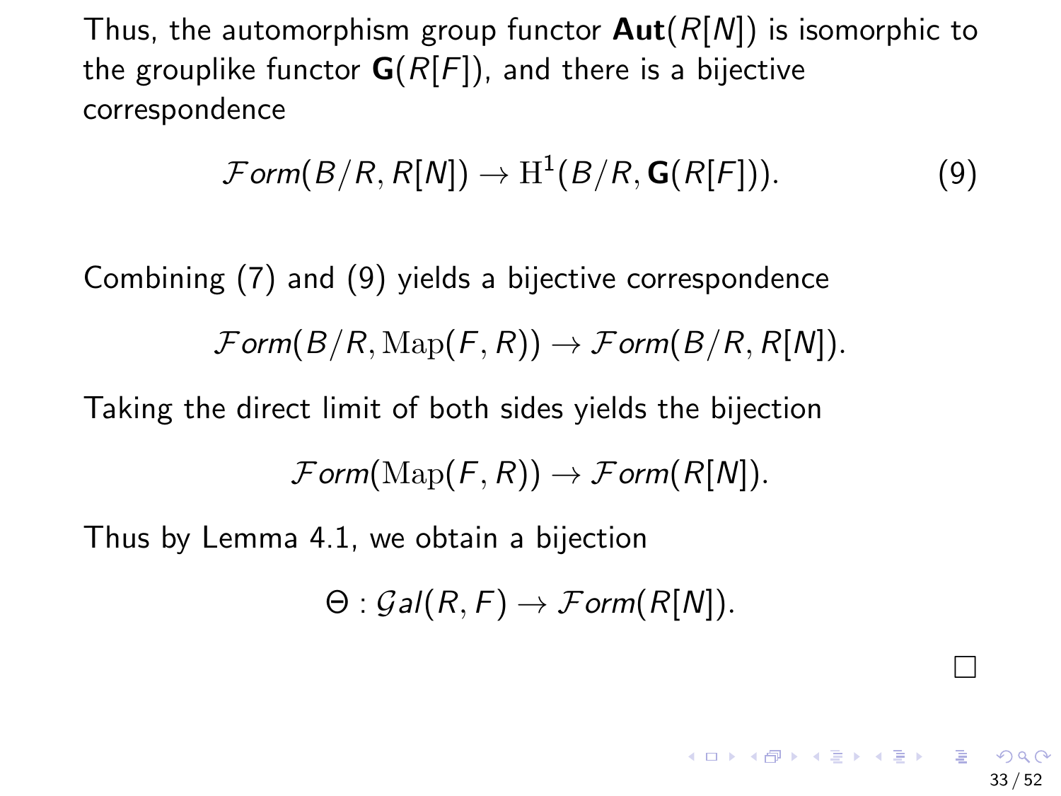Thus, the automorphism group functor $\mathbf{Aut}(R[N])$ is isomorphic to the grouplike functor $\mathbf{G}(R[F])$, and there is a bijective correspondence

$$\mathcal{F}orm(B/R, R[N]) \to \mathrm{H}^1(B/R, \mathbf{G}(R[F])). \tag{9}$$

Combining (7) and (9) yields a bijective correspondence

$$\mathcal{F}orm(B/R, \mathrm{Map}(F, R)) \to \mathcal{F}orm(B/R, R[N]).$$

Taking the direct limit of both sides yields the bijection

$$\mathcal{F}orm(\mathrm{Map}(F, R)) \to \mathcal{F}orm(R[N]).$$

Thus by Lemma 4.1, we obtain a bijection

$$\Theta : \mathcal{G}al(R, F) \to \mathcal{F}orm(R[N]).$$

□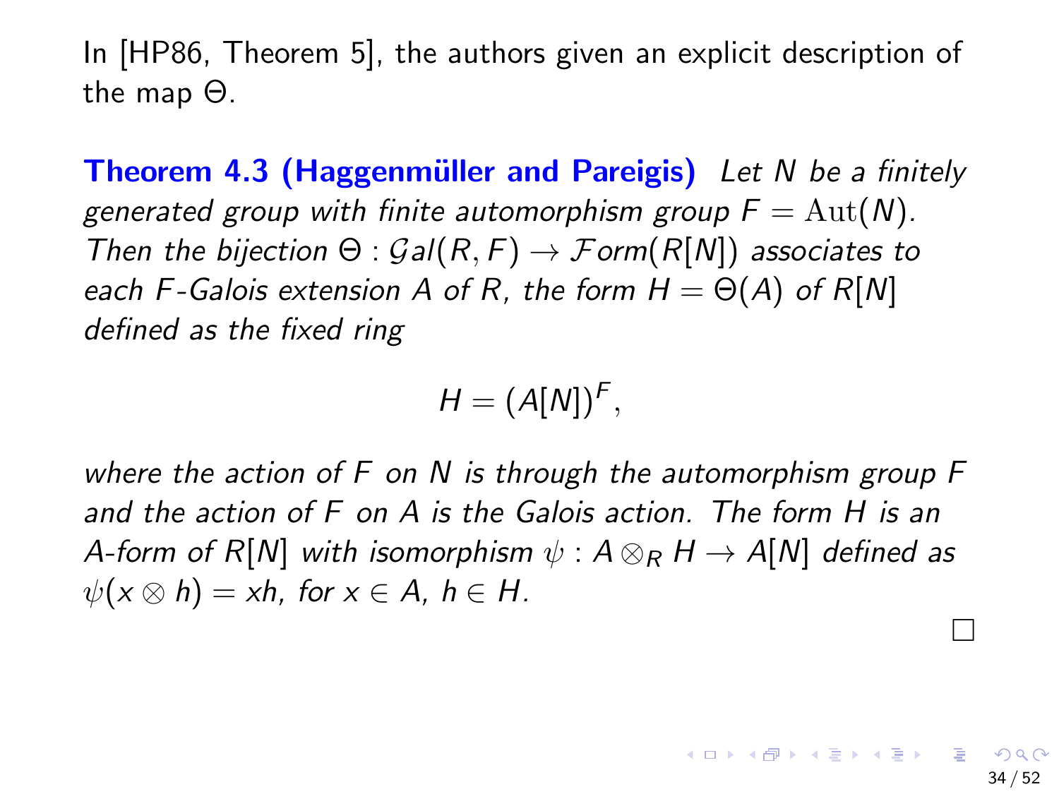In [HP86, Theorem 5], the authors given an explicit description of the map $\Theta$.

**Theorem 4.3 (Haggenmüller and Pareigis)** *Let $N$ be a finitely generated group with finite automorphism group $F = \mathrm{Aut}(N)$. Then the bijection $\Theta : \mathcal{G}al(R, F) \to \mathcal{F}orm(R[N])$ associates to each $F$-Galois extension $A$ of $R$, the form $H = \Theta(A)$ of $R[N]$ defined as the fixed ring*

$$H = (A[N])^F,$$

*where the action of $F$ on $N$ is through the automorphism group $F$ and the action of $F$ on $A$ is the Galois action. The form $H$ is an $A$-form of $R[N]$ with isomorphism $\psi : A \otimes_R H \to A[N]$ defined as $\psi(x \otimes h) = xh$, for $x \in A$, $h \in H$.*

□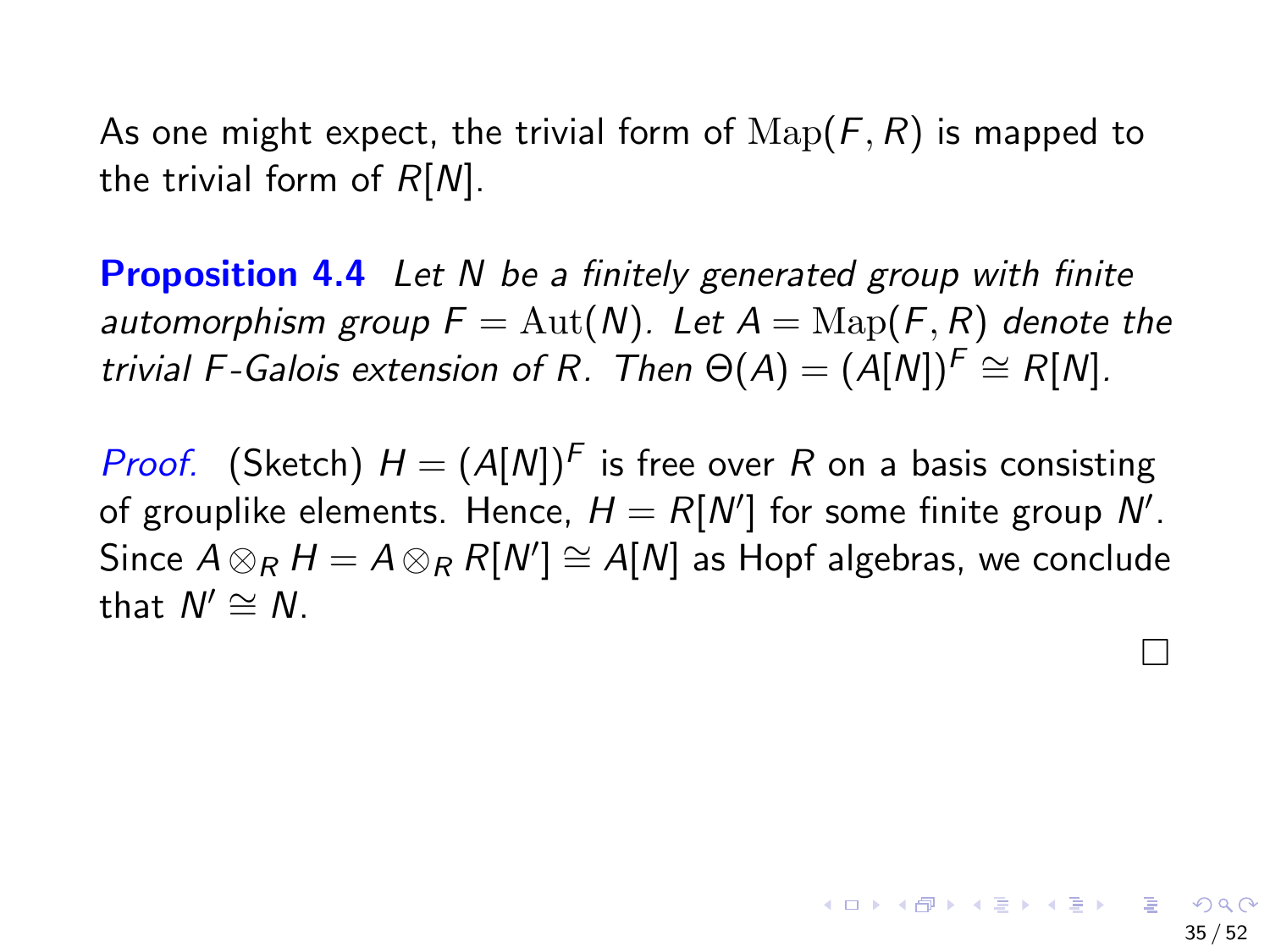As one might expect, the trivial form of $\mathrm{Map}(F, R)$ is mapped to the trivial form of $R[N]$.

**Proposition 4.4** *Let $N$ be a finitely generated group with finite automorphism group $F = \mathrm{Aut}(N)$. Let $A = \mathrm{Map}(F, R)$ denote the trivial $F$-Galois extension of $R$. Then $\Theta(A) = (A[N])^F \cong R[N]$.*

*Proof.* (Sketch) $H = (A[N])^F$ is free over $R$ on a basis consisting of grouplike elements. Hence, $H = R[N']$ for some finite group $N'$. Since $A \otimes_R H = A \otimes_R R[N'] \cong A[N]$ as Hopf algebras, we conclude that $N' \cong N$.

□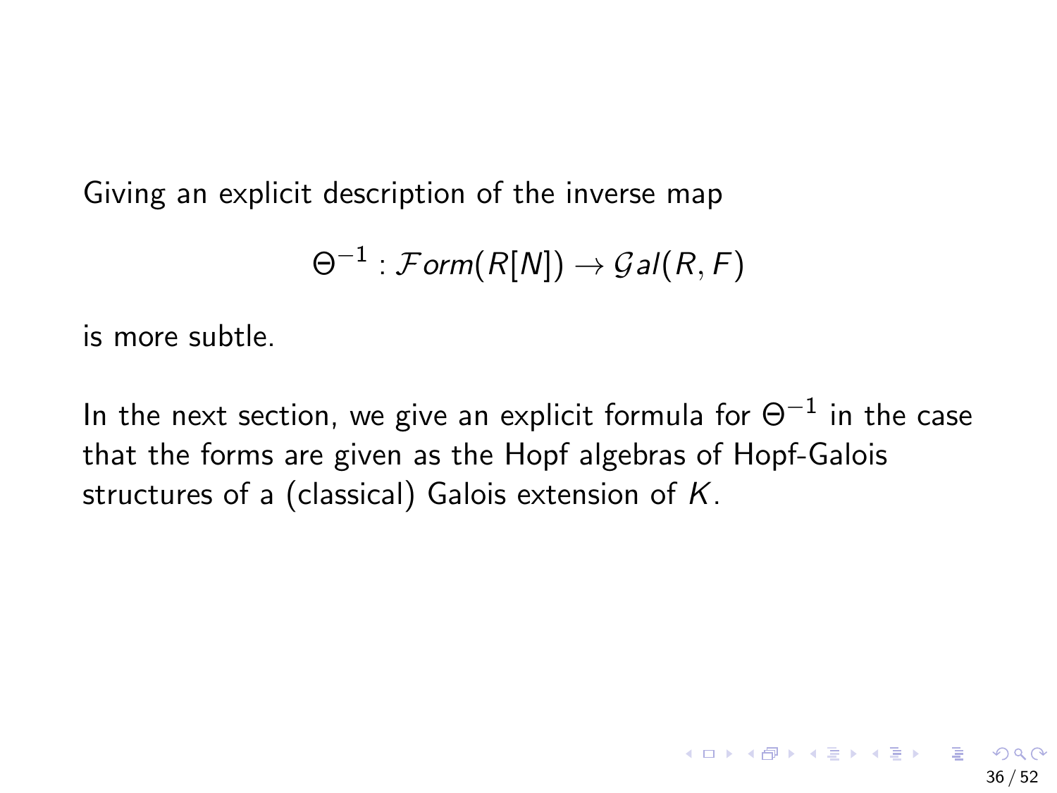Giving an explicit description of the inverse map

$$\Theta^{-1} : \mathcal{F}orm(R[N]) \to \mathcal{G}al(R, F)$$

is more subtle.

In the next section, we give an explicit formula for $\Theta^{-1}$ in the case that the forms are given as the Hopf algebras of Hopf-Galois structures of a (classical) Galois extension of $K$.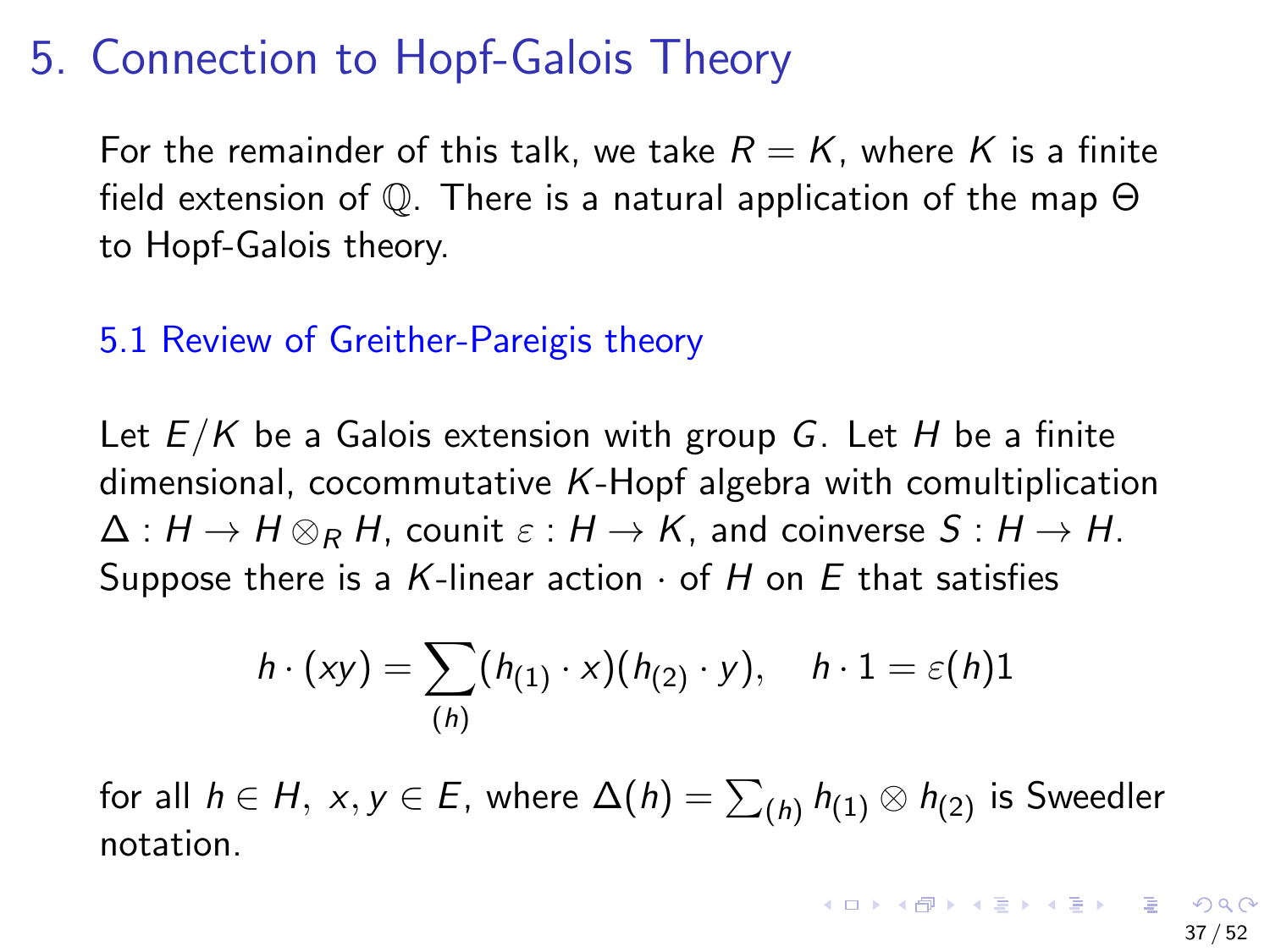# 5. Connection to Hopf-Galois Theory

For the remainder of this talk, we take $R = K$, where $K$ is a finite field extension of $\mathbb{Q}$. There is a natural application of the map $\Theta$ to Hopf-Galois theory.

## 5.1 Review of Greither-Pareigis theory

Let $E/K$ be a Galois extension with group $G$. Let $H$ be a finite dimensional, cocommutative $K$-Hopf algebra with comultiplication $\Delta : H \to H \otimes_R H$, counit $\varepsilon : H \to K$, and coinverse $S : H \to H$. Suppose there is a $K$-linear action $\cdot$ of $H$ on $E$ that satisfies

$$h \cdot (xy) = \sum_{(h)} (h_{(1)} \cdot x)(h_{(2)} \cdot y), \quad h \cdot 1 = \varepsilon(h)1$$

for all $h \in H,\ x, y \in E$, where $\Delta(h) = \sum_{(h)} h_{(1)} \otimes h_{(2)}$ is Sweedler notation.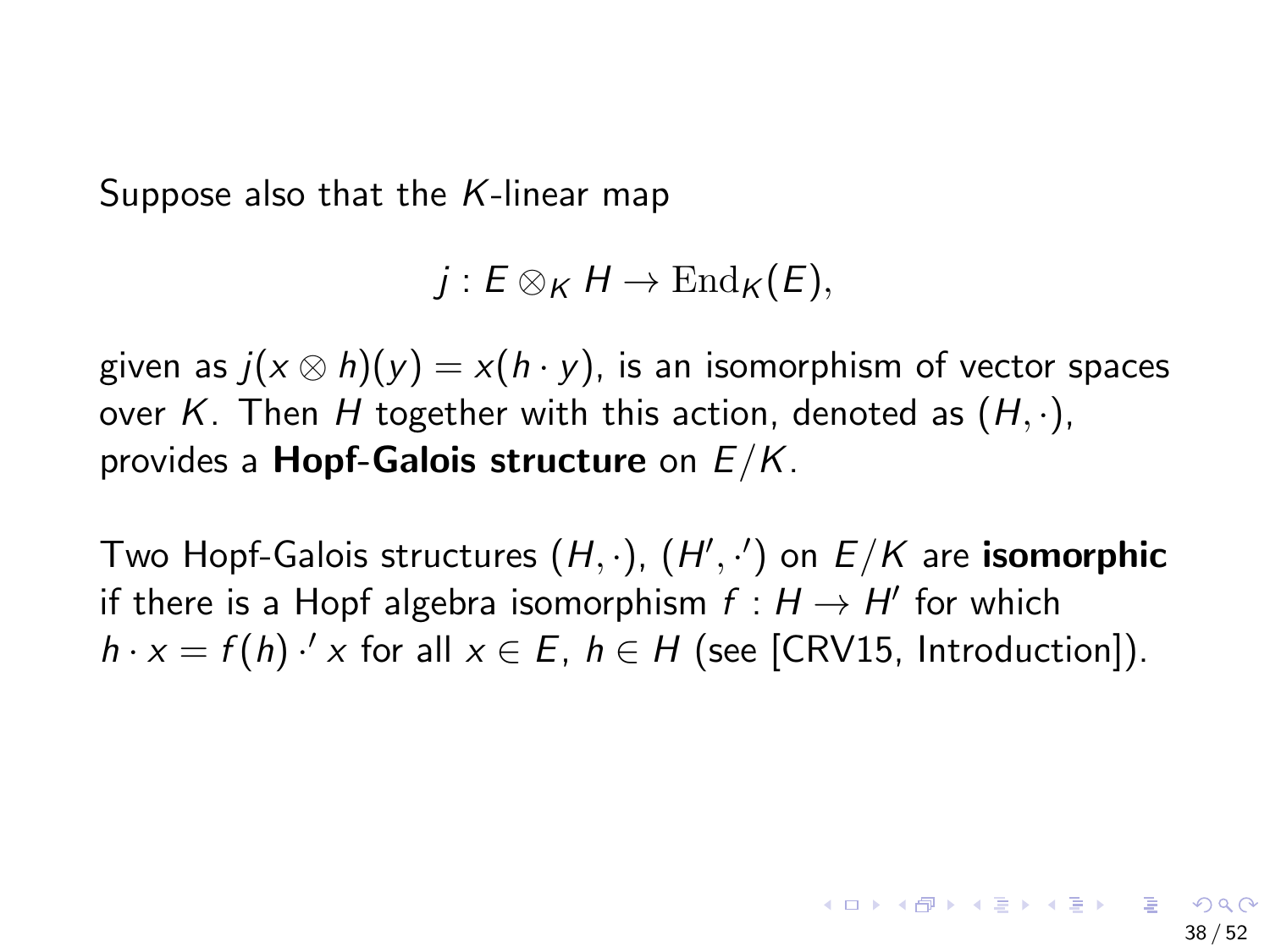Suppose also that the $K$-linear map

$$j : E \otimes_K H \to \mathrm{End}_K(E),$$

given as $j(x \otimes h)(y) = x(h \cdot y)$, is an isomorphism of vector spaces over $K$. Then $H$ together with this action, denoted as $(H, \cdot)$, provides a **Hopf-Galois structure** on $E/K$.

Two Hopf-Galois structures $(H, \cdot)$, $(H', \cdot')$ on $E/K$ are **isomorphic** if there is a Hopf algebra isomorphism $f : H \to H'$ for which $h \cdot x = f(h) \cdot' x$ for all $x \in E$, $h \in H$ (see [CRV15, Introduction]).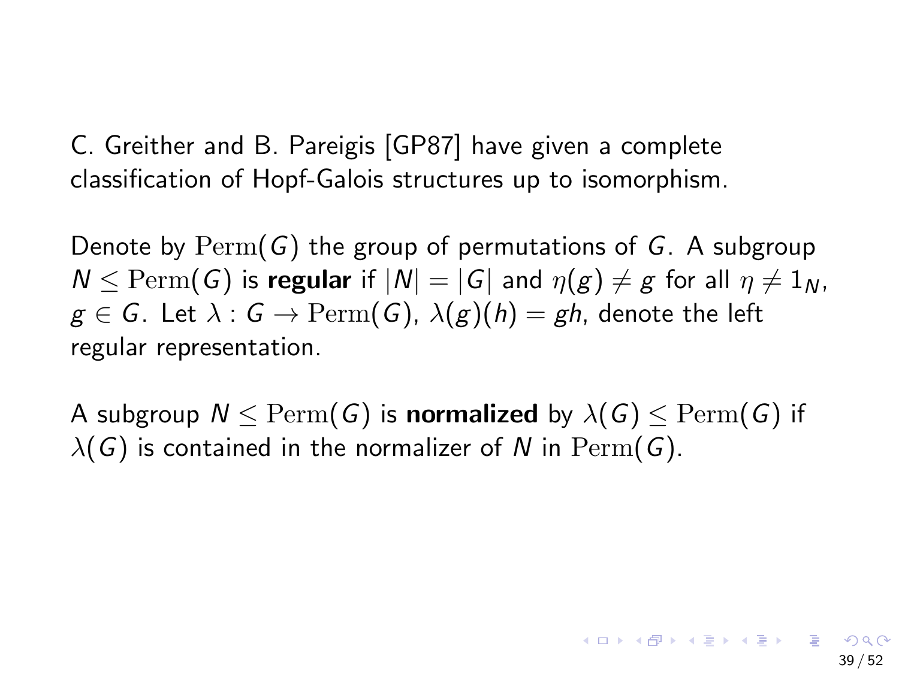C. Greither and B. Pareigis [GP87] have given a complete classification of Hopf-Galois structures up to isomorphism.

Denote by $\mathrm{Perm}(G)$ the group of permutations of $G$. A subgroup $N \leq \mathrm{Perm}(G)$ is **regular** if $|N| = |G|$ and $\eta(g) \neq g$ for all $\eta \neq 1_N$, $g \in G$. Let $\lambda : G \to \mathrm{Perm}(G)$, $\lambda(g)(h) = gh$, denote the left regular representation.

A subgroup $N \leq \mathrm{Perm}(G)$ is **normalized** by $\lambda(G) \leq \mathrm{Perm}(G)$ if $\lambda(G)$ is contained in the normalizer of $N$ in $\mathrm{Perm}(G)$.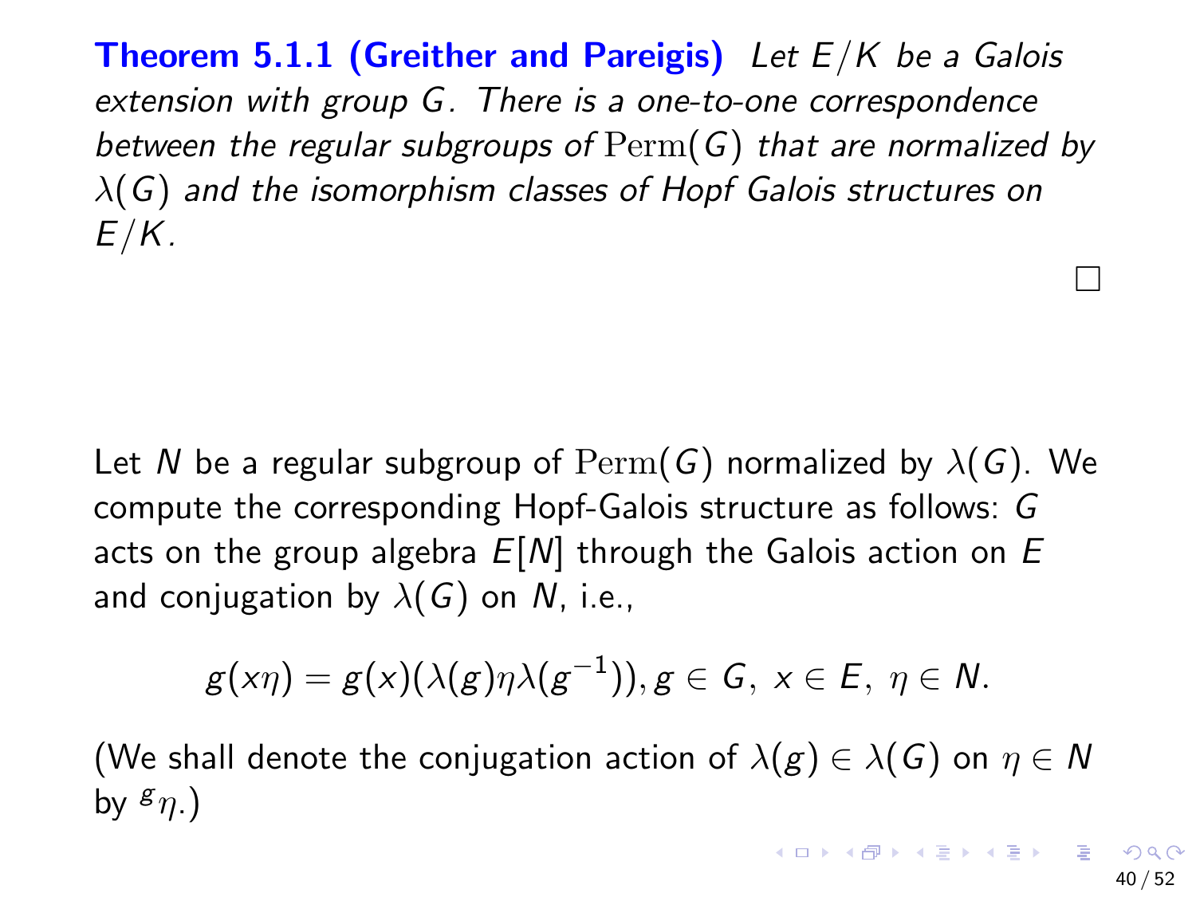**Theorem 5.1.1 (Greither and Pareigis)** *Let $E/K$ be a Galois extension with group $G$. There is a one-to-one correspondence between the regular subgroups of $\mathrm{Perm}(G)$ that are normalized by $\lambda(G)$ and the isomorphism classes of Hopf Galois structures on $E/K$.*

□

Let $N$ be a regular subgroup of $\mathrm{Perm}(G)$ normalized by $\lambda(G)$. We compute the corresponding Hopf-Galois structure as follows: $G$ acts on the group algebra $E[N]$ through the Galois action on $E$ and conjugation by $\lambda(G)$ on $N$, i.e.,

$$g(x\eta) = g(x)(\lambda(g)\eta\lambda(g^{-1})), g \in G, \ x \in E, \ \eta \in N.$$

(We shall denote the conjugation action of $\lambda(g) \in \lambda(G)$ on $\eta \in N$ by ${}^{g}\eta$.)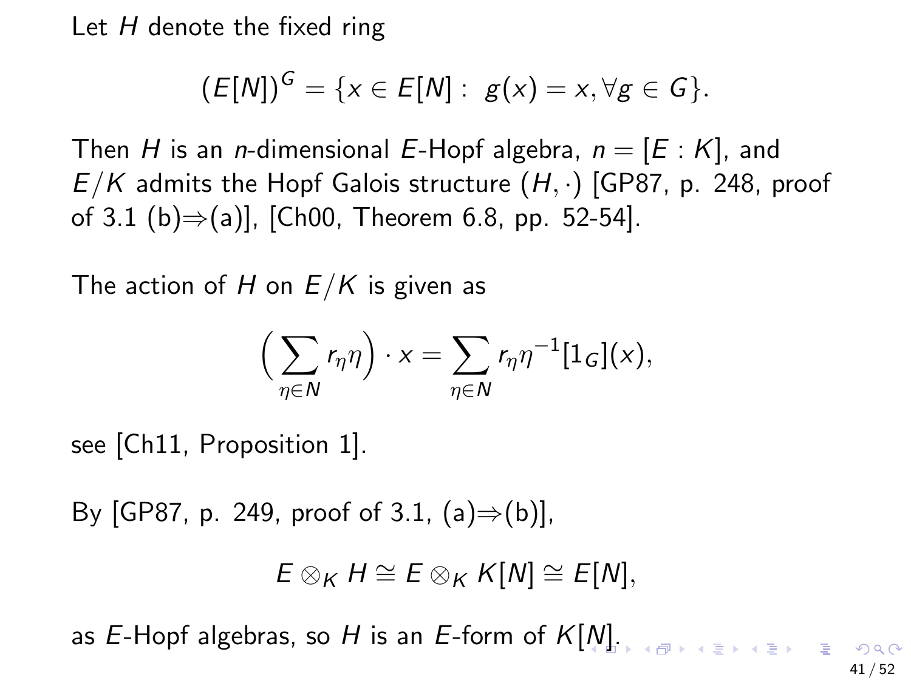Let $H$ denote the fixed ring

$$(E[N])^G = \{x \in E[N] : \ g(x) = x, \forall g \in G\}.$$

Then $H$ is an $n$-dimensional $E$-Hopf algebra, $n = [E : K]$, and $E/K$ admits the Hopf Galois structure $(H, \cdot)$ [GP87, p. 248, proof of 3.1 (b)$\Rightarrow$(a)], [Ch00, Theorem 6.8, pp. 52-54].

The action of $H$ on $E/K$ is given as

$$\Big(\sum_{\eta \in N} r_\eta \eta\Big) \cdot x = \sum_{\eta \in N} r_\eta \eta^{-1}[1_G](x),$$

see [Ch11, Proposition 1].

By [GP87, p. 249, proof of 3.1, (a)$\Rightarrow$(b)],

$$E \otimes_K H \cong E \otimes_K K[N] \cong E[N],$$

as $E$-Hopf algebras, so $H$ is an $E$-form of $K[N]$.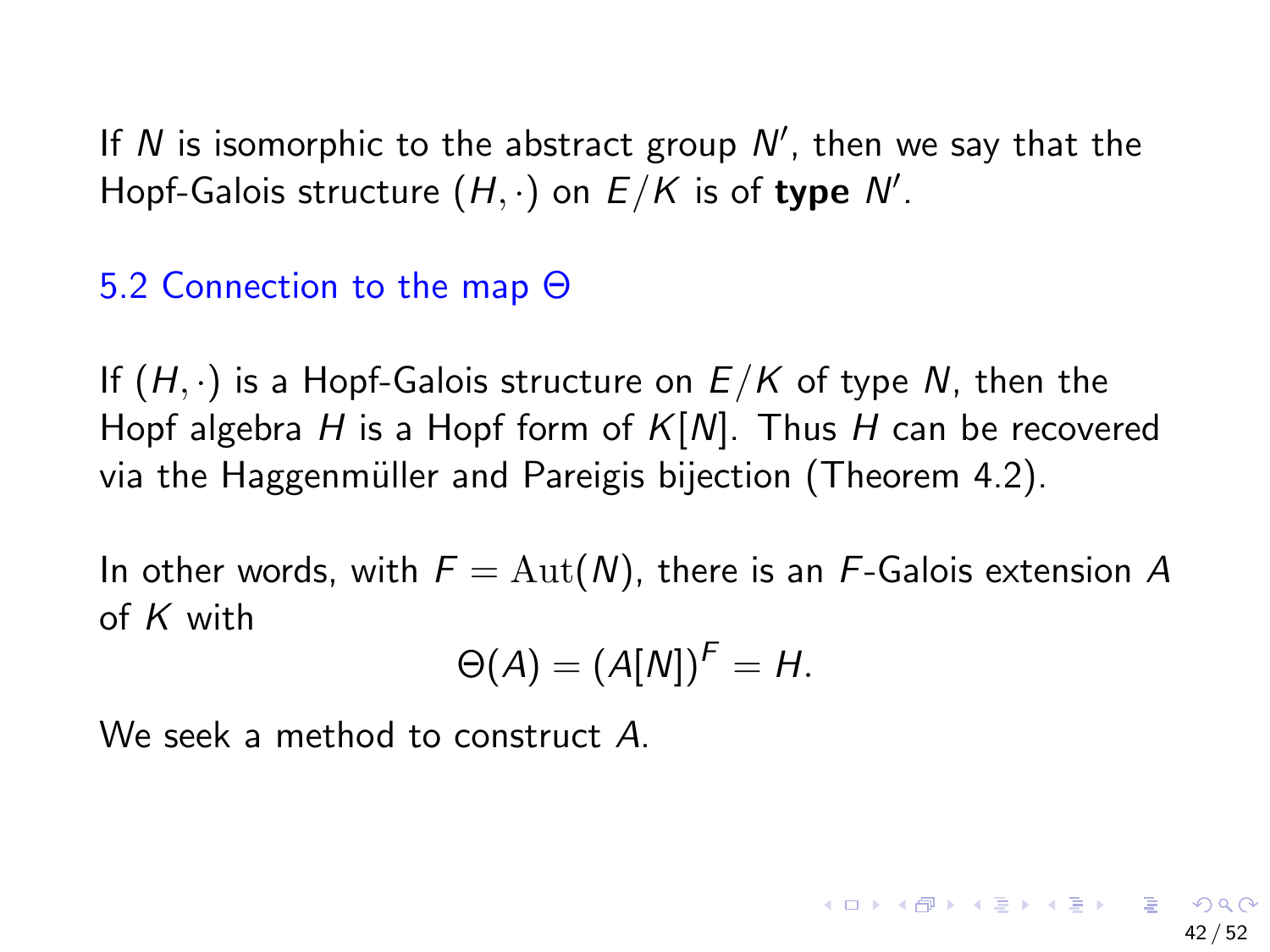If $N$ is isomorphic to the abstract group $N'$, then we say that the Hopf-Galois structure $(H, \cdot)$ on $E/K$ is of **type** $N'$.

## 5.2 Connection to the map $\Theta$

If $(H, \cdot)$ is a Hopf-Galois structure on $E/K$ of type $N$, then the Hopf algebra $H$ is a Hopf form of $K[N]$. Thus $H$ can be recovered via the Haggenmüller and Pareigis bijection (Theorem 4.2).

In other words, with $F = \mathrm{Aut}(N)$, there is an $F$-Galois extension $A$ of $K$ with

$$\Theta(A) = (A[N])^F = H.$$

We seek a method to construct $A$.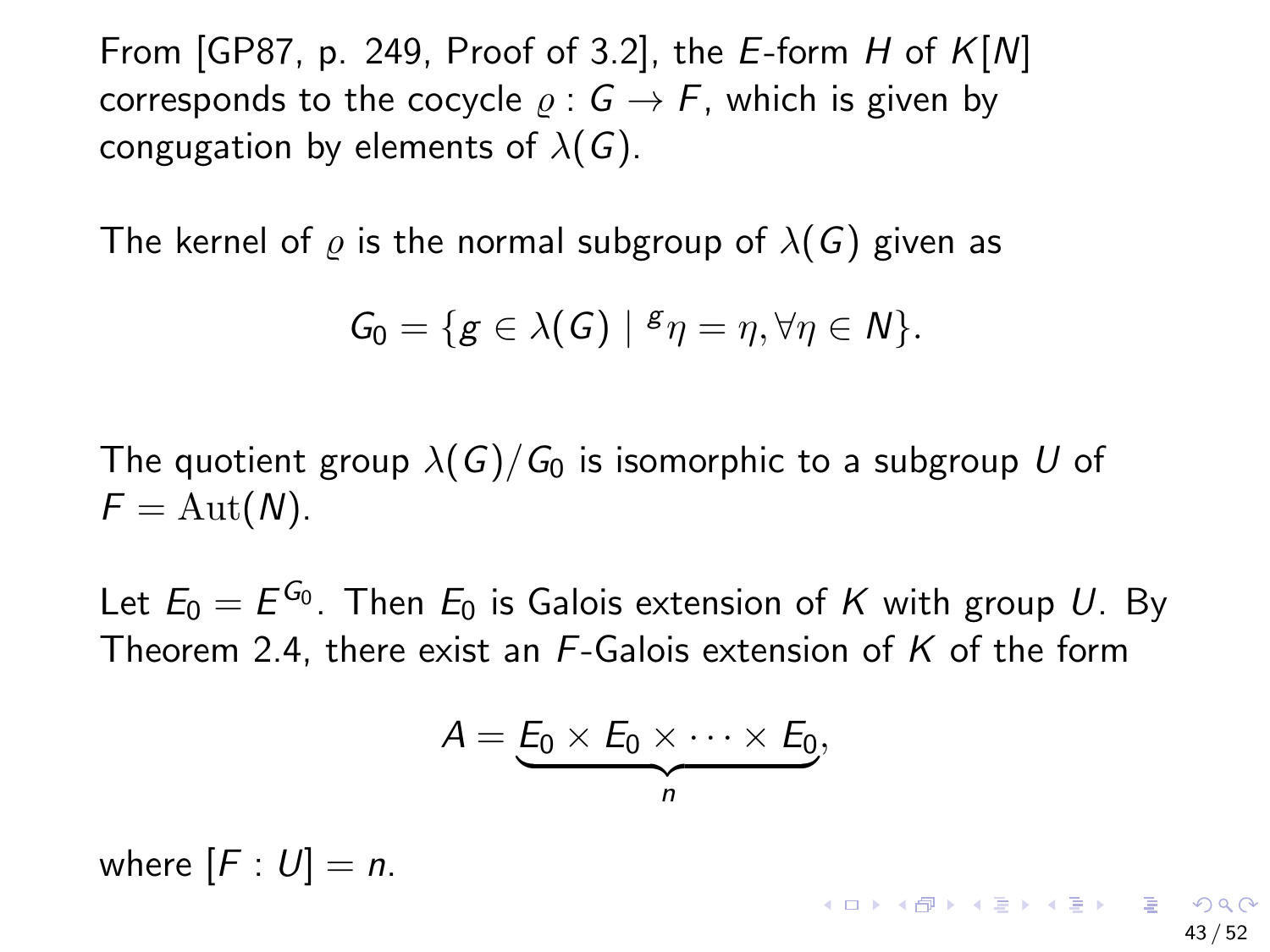From [GP87, p. 249, Proof of 3.2], the $E$-form $H$ of $K[N]$ corresponds to the cocycle $\varrho : G \to F$, which is given by congugation by elements of $\lambda(G)$.

The kernel of $\varrho$ is the normal subgroup of $\lambda(G)$ given as

$$G_0 = \{g \in \lambda(G) \mid {}^{g}\eta = \eta, \forall \eta \in N\}.$$

The quotient group $\lambda(G)/G_0$ is isomorphic to a subgroup $U$ of $F = \mathrm{Aut}(N)$.

Let $E_0 = E^{G_0}$. Then $E_0$ is Galois extension of $K$ with group $U$. By Theorem 2.4, there exist an $F$-Galois extension of $K$ of the form

$$A = \underbrace{E_0 \times E_0 \times \cdots \times E_0}_{n},$$

where $[F : U] = n$.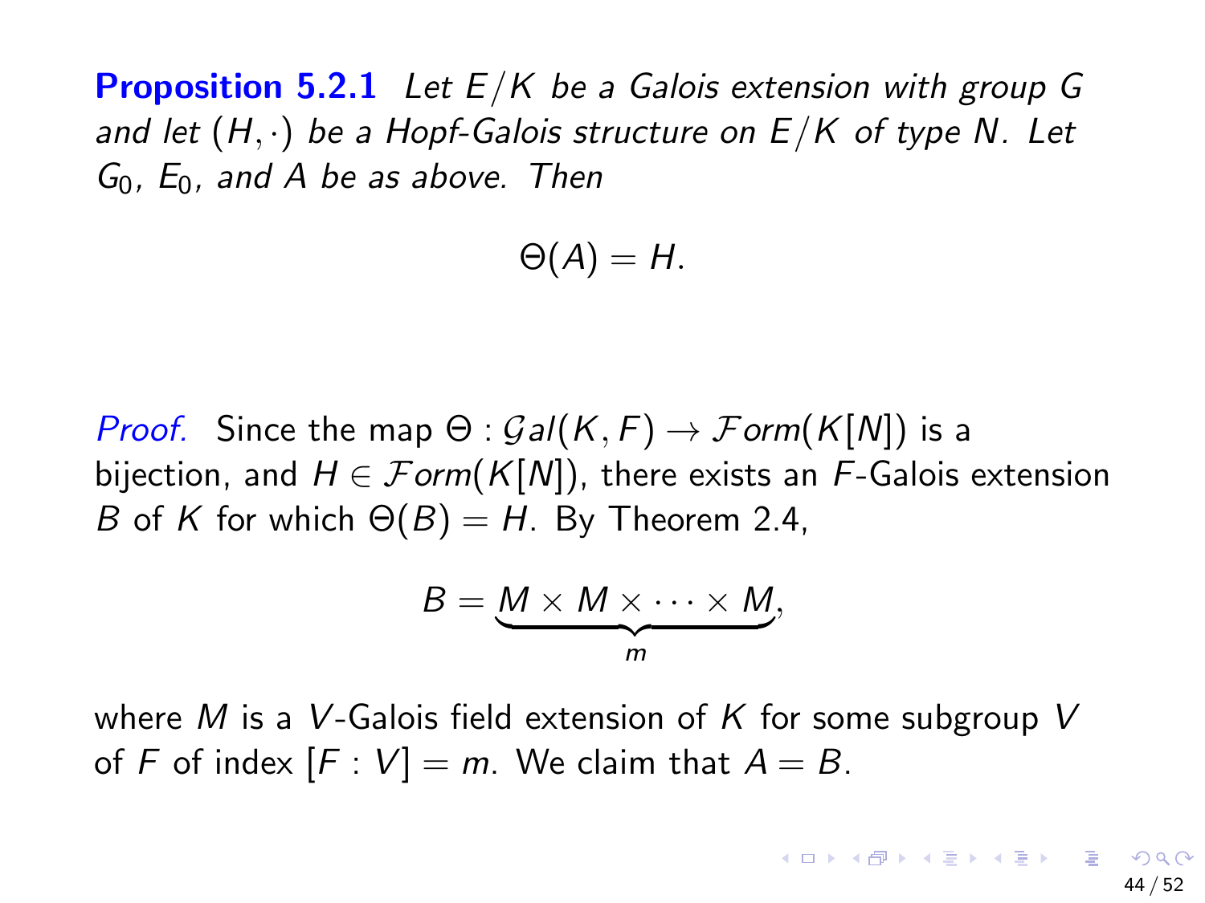**Proposition 5.2.1** *Let $E/K$ be a Galois extension with group $G$ and let $(H, \cdot)$ be a Hopf-Galois structure on $E/K$ of type $N$. Let $G_0$, $E_0$, and $A$ be as above. Then*

$$\Theta(A) = H.$$

*Proof.* Since the map $\Theta : \mathcal{G}al(K, F) \to \mathcal{F}orm(K[N])$ is a bijection, and $H \in \mathcal{F}orm(K[N])$, there exists an $F$-Galois extension $B$ of $K$ for which $\Theta(B) = H$. By Theorem 2.4,

$$B = \underbrace{M \times M \times \cdots \times M}_{m},$$

where $M$ is a $V$-Galois field extension of $K$ for some subgroup $V$ of $F$ of index $[F : V] = m$. We claim that $A = B$.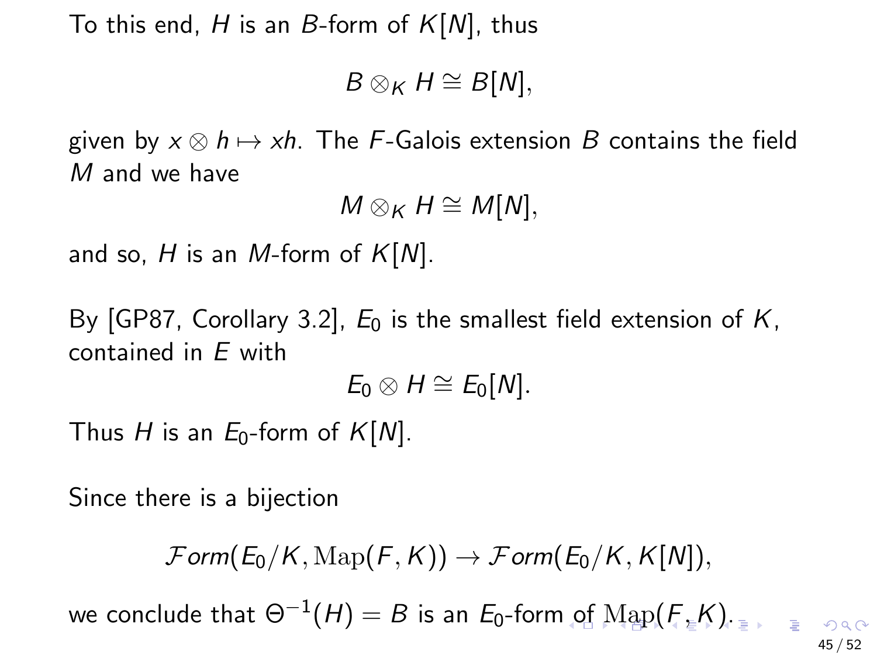To this end, $H$ is an $B$-form of $K[N]$, thus

$$B \otimes_K H \cong B[N],$$

given by $x \otimes h \mapsto xh$. The $F$-Galois extension $B$ contains the field $M$ and we have

$$M \otimes_K H \cong M[N],$$

and so, $H$ is an $M$-form of $K[N]$.

By [GP87, Corollary 3.2], $E_0$ is the smallest field extension of $K$, contained in $E$ with

$$E_0 \otimes H \cong E_0[N].$$

Thus $H$ is an $E_0$-form of $K[N]$.

Since there is a bijection

$$\mathcal{F}orm(E_0/K, \mathrm{Map}(F, K)) \to \mathcal{F}orm(E_0/K, K[N]),$$

we conclude that $\Theta^{-1}(H) = B$ is an $E_0$-form of $\mathrm{Map}(F, K)$.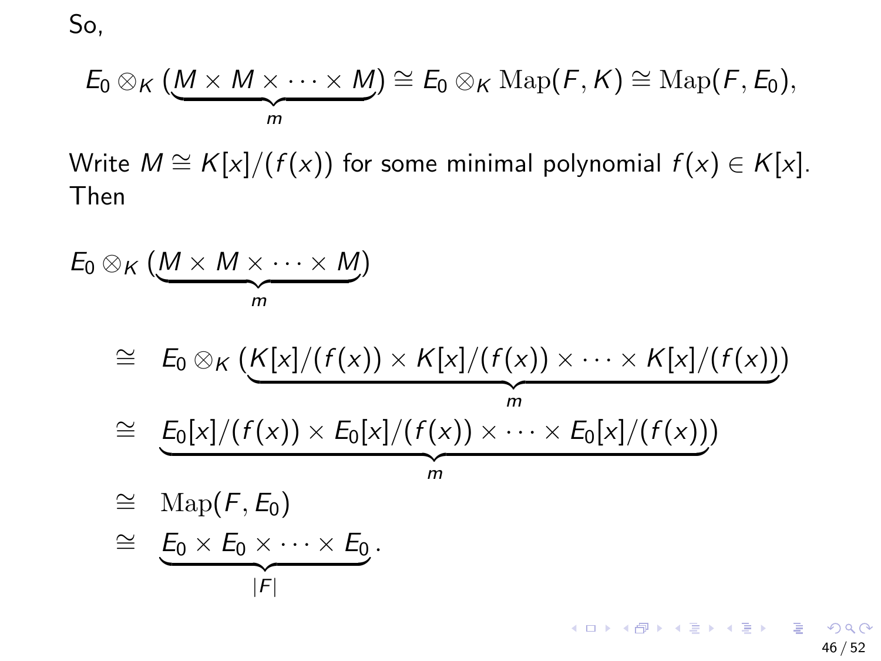So,

$$E_0 \otimes_K (\underbrace{M \times M \times \cdots \times M}_{m}) \cong E_0 \otimes_K \mathrm{Map}(F, K) \cong \mathrm{Map}(F, E_0),$$

Write $M \cong K[x]/(f(x))$ for some minimal polynomial $f(x) \in K[x]$. Then

$$
\begin{aligned}
&E_0 \otimes_K (\underbrace{M \times M \times \cdots \times M}_{m}) \\
&\quad \cong \quad E_0 \otimes_K (\underbrace{K[x]/(f(x)) \times K[x]/(f(x)) \times \cdots \times K[x]/(f(x))}_{m}) \\
&\quad \cong \quad \underbrace{E_0[x]/(f(x)) \times E_0[x]/(f(x)) \times \cdots \times E_0[x]/(f(x)))}_{m} \\
&\quad \cong \quad \mathrm{Map}(F, E_0) \\
&\quad \cong \quad \underbrace{E_0 \times E_0 \times \cdots \times E_0}_{|F|}.
\end{aligned}
$$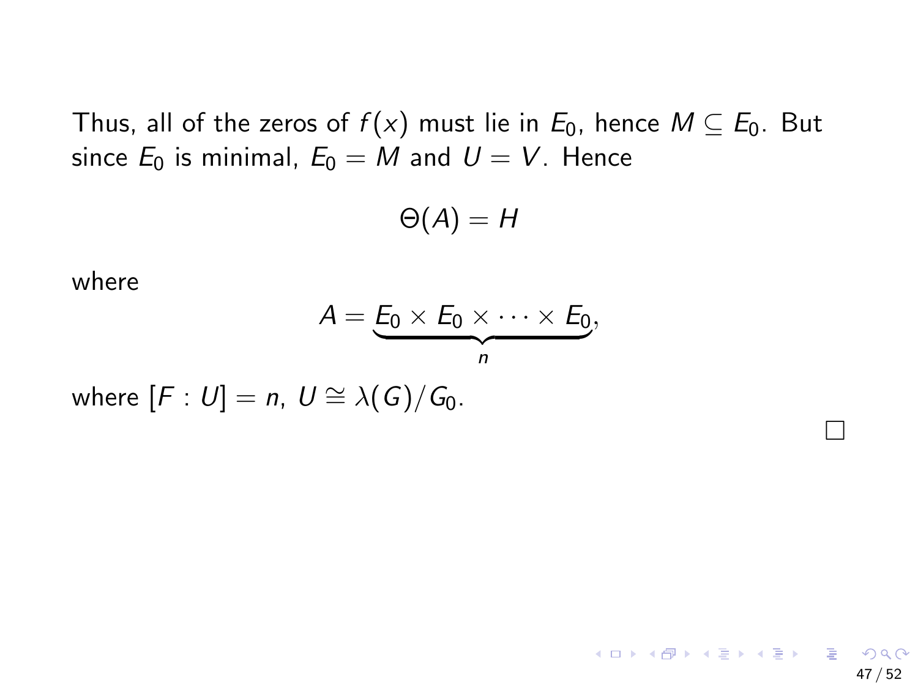Thus, all of the zeros of $f(x)$ must lie in $E_0$, hence $M \subseteq E_0$. But since $E_0$ is minimal, $E_0 = M$ and $U = V$. Hence

$$\Theta(A) = H$$

where

$$A = \underbrace{E_0 \times E_0 \times \cdots \times E_0}_{n},$$

where $[F : U] = n$, $U \cong \lambda(G)/G_0$.

□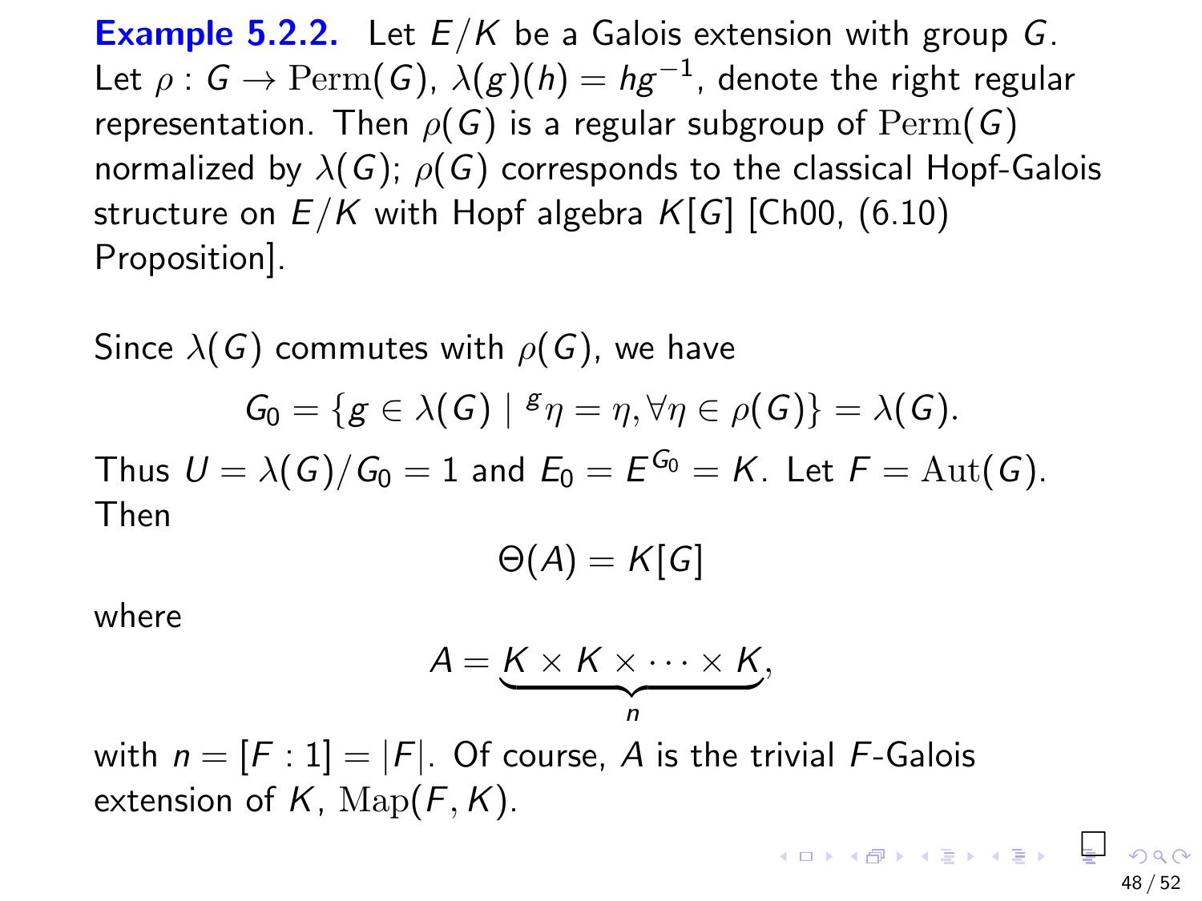**Example 5.2.2.** Let $E/K$ be a Galois extension with group $G$. Let $\rho : G \to \mathrm{Perm}(G)$, $\lambda(g)(h) = hg^{-1}$, denote the right regular representation. Then $\rho(G)$ is a regular subgroup of $\mathrm{Perm}(G)$ normalized by $\lambda(G)$; $\rho(G)$ corresponds to the classical Hopf-Galois structure on $E/K$ with Hopf algebra $K[G]$ [Ch00, (6.10) Proposition].

Since $\lambda(G)$ commutes with $\rho(G)$, we have

$$G_0 = \{g \in \lambda(G) \mid {}^{g}\eta = \eta, \forall \eta \in \rho(G)\} = \lambda(G).$$

Thus $U = \lambda(G)/G_0 = 1$ and $E_0 = E^{G_0} = K$. Let $F = \mathrm{Aut}(G)$. Then

$$\Theta(A) = K[G]$$

where

$$A = \underbrace{K \times K \times \cdots \times K}_{n},$$

with $n = [F : 1] = |F|$. Of course, $A$ is the trivial $F$-Galois extension of $K$, $\mathrm{Map}(F, K)$.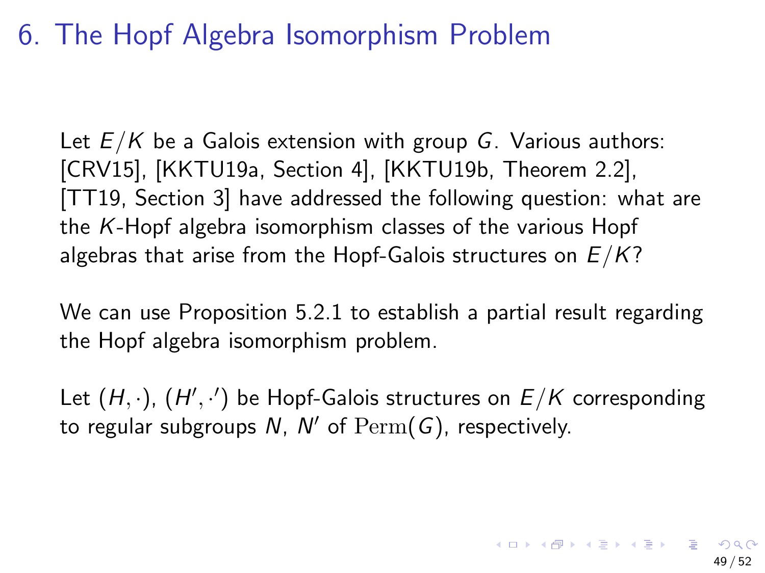# 6. The Hopf Algebra Isomorphism Problem

Let $E/K$ be a Galois extension with group $G$. Various authors: [CRV15], [KKTU19a, Section 4], [KKTU19b, Theorem 2.2], [TT19, Section 3] have addressed the following question: what are the $K$-Hopf algebra isomorphism classes of the various Hopf algebras that arise from the Hopf-Galois structures on $E/K$?

We can use Proposition 5.2.1 to establish a partial result regarding the Hopf algebra isomorphism problem.

Let $(H, \cdot)$, $(H', \cdot')$ be Hopf-Galois structures on $E/K$ corresponding to regular subgroups $N$, $N'$ of $\mathrm{Perm}(G)$, respectively.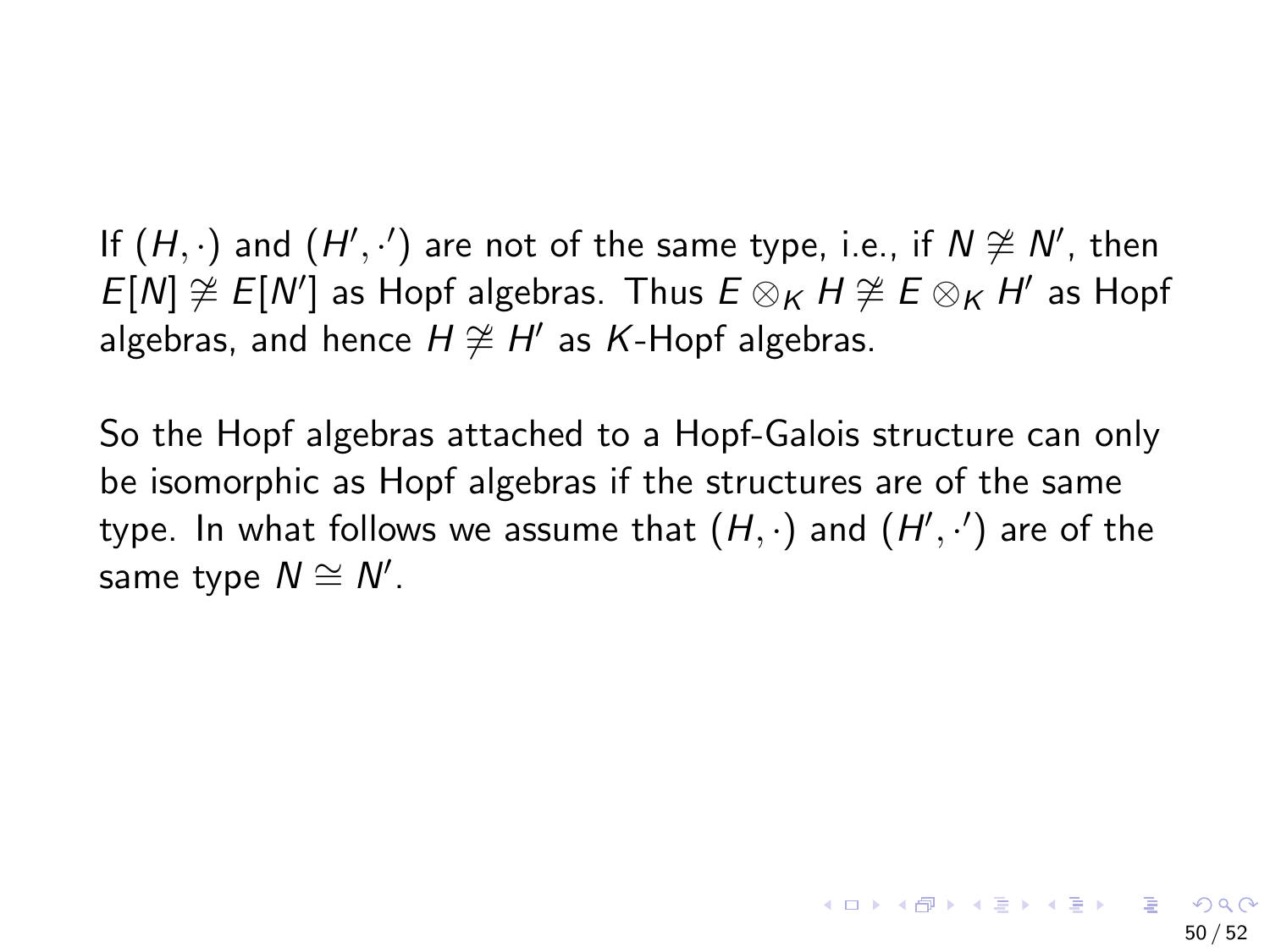If $(H, \cdot)$ and $(H', \cdot')$ are not of the same type, i.e., if $N \ncong N'$, then $E[N] \ncong E[N']$ as Hopf algebras. Thus $E \otimes_K H \ncong E \otimes_K H'$ as Hopf algebras, and hence $H \ncong H'$ as $K$-Hopf algebras.

So the Hopf algebras attached to a Hopf-Galois structure can only be isomorphic as Hopf algebras if the structures are of the same type. In what follows we assume that $(H, \cdot)$ and $(H', \cdot')$ are of the same type $N \cong N'$.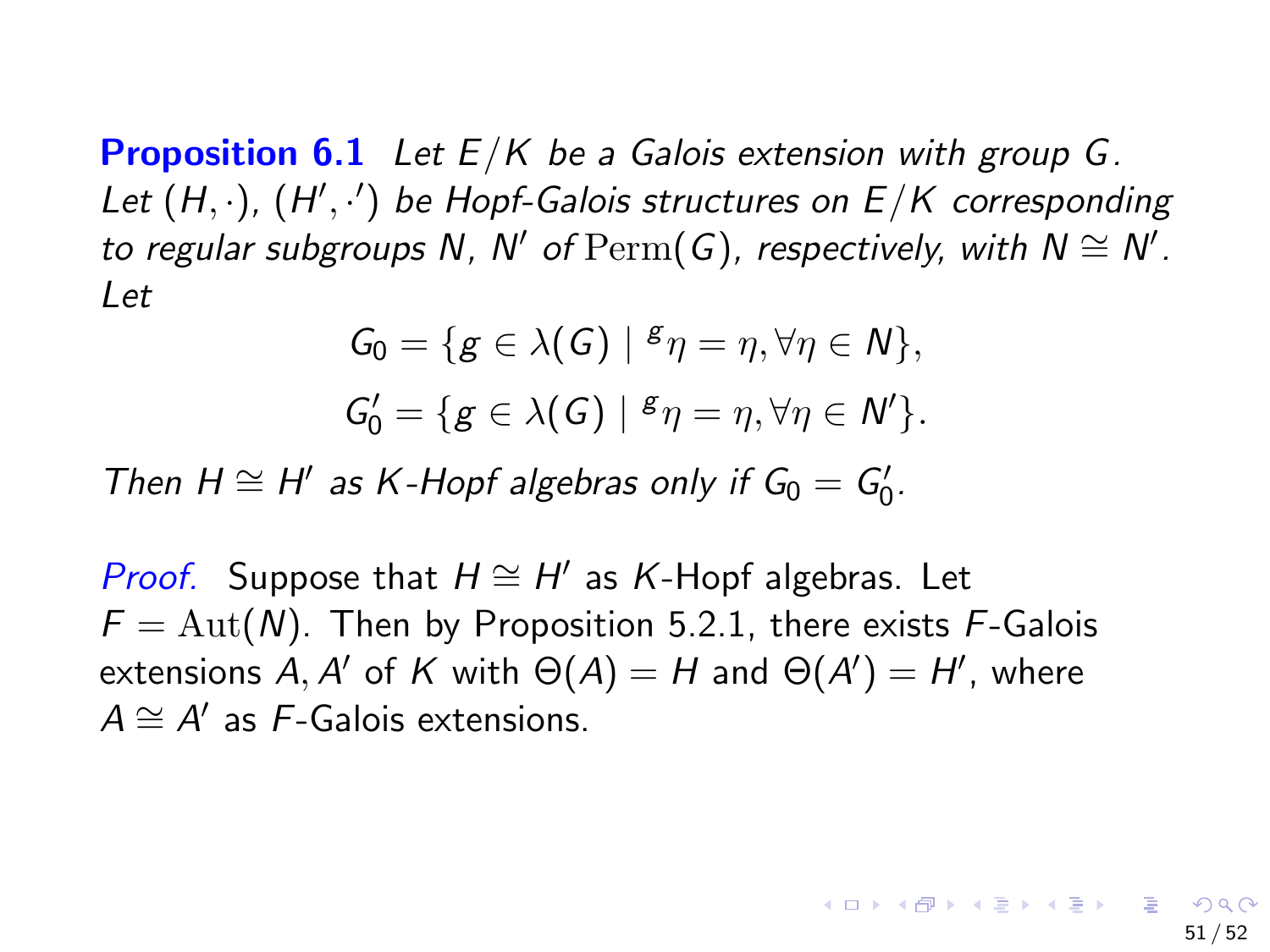**Proposition 6.1** *Let $E/K$ be a Galois extension with group $G$. Let $(H, \cdot)$, $(H', \cdot')$ be Hopf-Galois structures on $E/K$ corresponding to regular subgroups $N$, $N'$ of $\mathrm{Perm}(G)$, respectively, with $N \cong N'$. Let*

$$G_0 = \{g \in \lambda(G) \mid {}^{g}\eta = \eta, \forall \eta \in N\},$$

$$G_0' = \{g \in \lambda(G) \mid {}^{g}\eta = \eta, \forall \eta \in N'\}.$$

*Then $H \cong H'$ as $K$-Hopf algebras only if $G_0 = G_0'$.*

*Proof.* Suppose that $H \cong H'$ as $K$-Hopf algebras. Let $F = \mathrm{Aut}(N)$. Then by Proposition 5.2.1, there exists $F$-Galois extensions $A, A'$ of $K$ with $\Theta(A) = H$ and $\Theta(A') = H'$, where $A \cong A'$ as $F$-Galois extensions.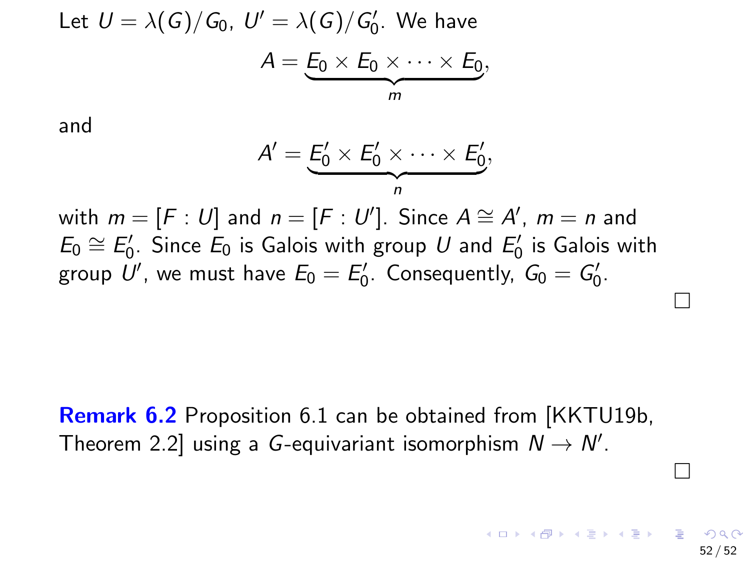Let $U = \lambda(G)/G_0$, $U' = \lambda(G)/G_0'$. We have

$$A = \underbrace{E_0 \times E_0 \times \cdots \times E_0}_{m},$$

and

$$A' = \underbrace{E_0' \times E_0' \times \cdots \times E_0'}_{n},$$

with $m = [F : U]$ and $n = [F : U']$. Since $A \cong A'$, $m = n$ and $E_0 \cong E_0'$. Since $E_0$ is Galois with group $U$ and $E_0'$ is Galois with group $U'$, we must have $E_0 = E_0'$. Consequently, $G_0 = G_0'$.

□

**Remark 6.2** Proposition 6.1 can be obtained from [KKTU19b, Theorem 2.2] using a $G$-equivariant isomorphism $N \to N'$.

□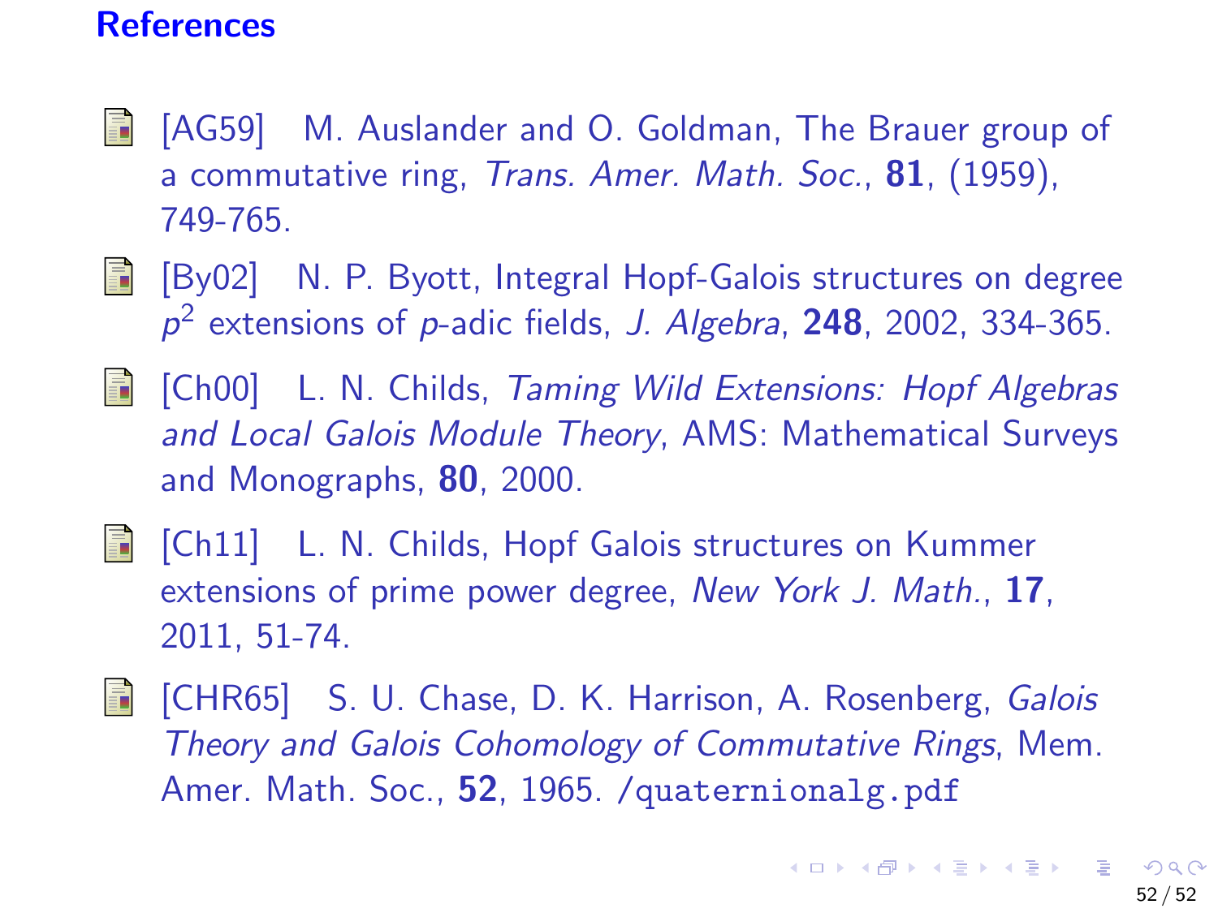## References

- [AG59] M. Auslander and O. Goldman, The Brauer group of a commutative ring, *Trans. Amer. Math. Soc.*, **81**, (1959), 749-765.
- [By02] N. P. Byott, Integral Hopf-Galois structures on degree $p^2$ extensions of $p$-adic fields, *J. Algebra*, **248**, 2002, 334-365.
- [Ch00] L. N. Childs, *Taming Wild Extensions: Hopf Algebras and Local Galois Module Theory*, AMS: Mathematical Surveys and Monographs, **80**, 2000.
- [Ch11] L. N. Childs, Hopf Galois structures on Kummer extensions of prime power degree, *New York J. Math.*, **17**, 2011, 51-74.
- [CHR65] S. U. Chase, D. K. Harrison, A. Rosenberg, *Galois Theory and Galois Cohomology of Commutative Rings*, Mem. Amer. Math. Soc., **52**, 1965. `/quaternionalg.pdf`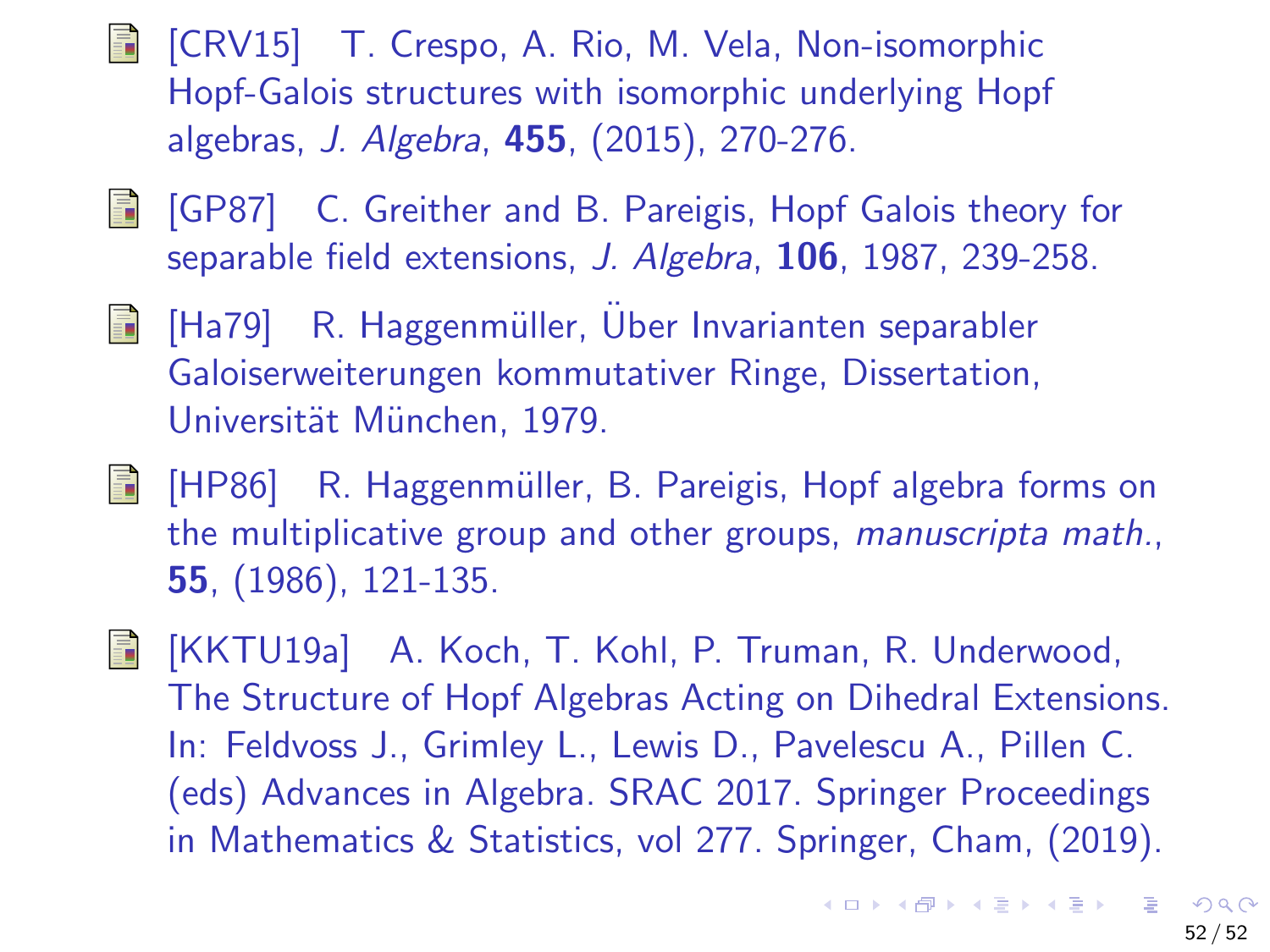- [CRV15] T. Crespo, A. Rio, M. Vela, Non-isomorphic Hopf-Galois structures with isomorphic underlying Hopf algebras, *J. Algebra*, **455**, (2015), 270-276.

- [GP87] C. Greither and B. Pareigis, Hopf Galois theory for separable field extensions, *J. Algebra*, **106**, 1987, 239-258.

- [Ha79] R. Haggenmüller, Über Invarianten separabler Galoiserweiterungen kommutativer Ringe, Dissertation, Universität München, 1979.

- [HP86] R. Haggenmüller, B. Pareigis, Hopf algebra forms on the multiplicative group and other groups, *manuscripta math.*, **55**, (1986), 121-135.

- [KKTU19a] A. Koch, T. Kohl, P. Truman, R. Underwood, The Structure of Hopf Algebras Acting on Dihedral Extensions. In: Feldvoss J., Grimley L., Lewis D., Pavelescu A., Pillen C. (eds) Advances in Algebra. SRAC 2017. Springer Proceedings in Mathematics & Statistics, vol 277. Springer, Cham, (2019).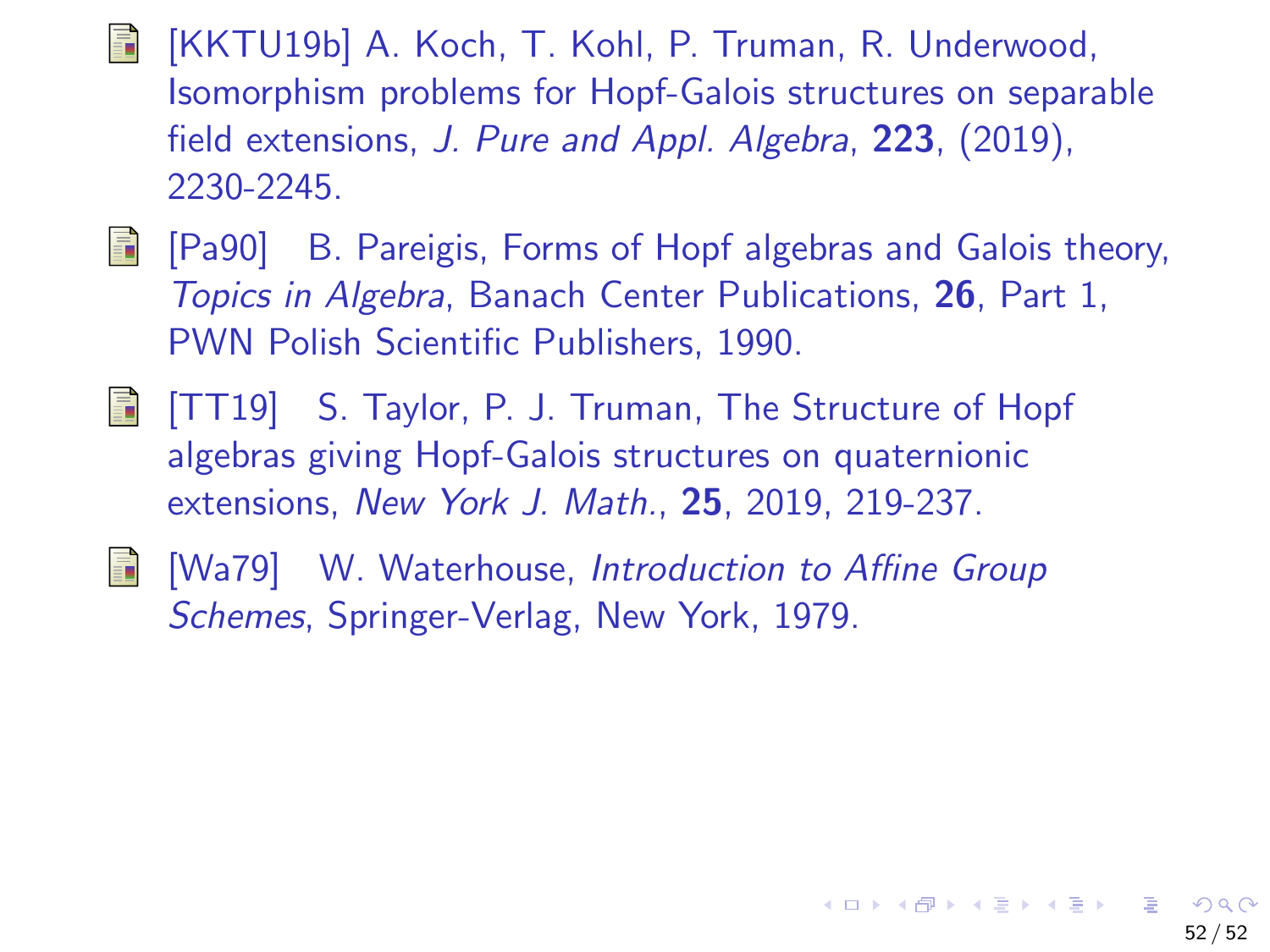- [KKTU19b] A. Koch, T. Kohl, P. Truman, R. Underwood, Isomorphism problems for Hopf-Galois structures on separable field extensions, *J. Pure and Appl. Algebra*, **223**, (2019), 2230-2245.
- [Pa90] B. Pareigis, Forms of Hopf algebras and Galois theory, *Topics in Algebra*, Banach Center Publications, **26**, Part 1, PWN Polish Scientific Publishers, 1990.
- [TT19] S. Taylor, P. J. Truman, The Structure of Hopf algebras giving Hopf-Galois structures on quaternionic extensions, *New York J. Math.*, **25**, 2019, 219-237.
- [Wa79] W. Waterhouse, *Introduction to Affine Group Schemes*, Springer-Verlag, New York, 1979.